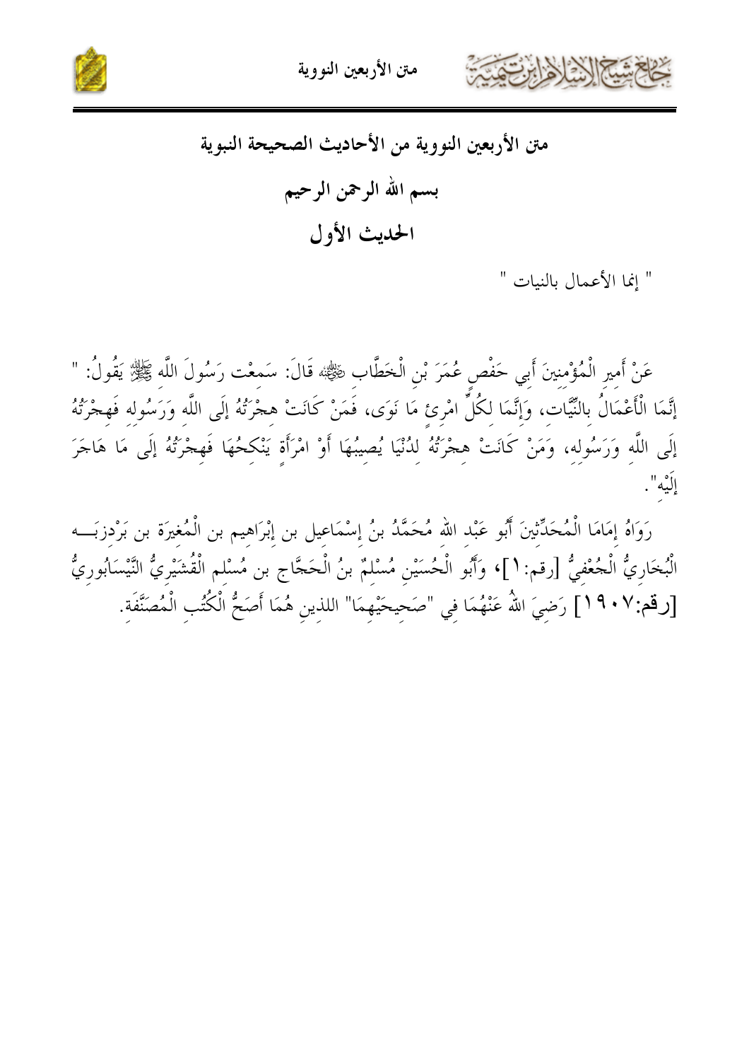# متن الأربعين النووية من الأحاديث الصحيحة النبوية

## بسم الله الرحمن الرحيم

## الحديث الأول

" إنما الأعمال بالنيات "

عَنْ أَمِيرِ الْمُؤْمِنِينَ أَبِي حَفْصٍ عُمَرَ بْنِ الْخَطَّابِ ﷺ قَالَ: سَمِعْت رَسُولَ اللَّهِ ﷺ يَقُولُ: " إنَّمَا الْأَعْمَالُ بِالنِّيَّاتِ، وَإِنَّمَا لِكُلِّ امْرِئٍ مَا نَوَى، فَمَنْ كَانَتْ هِجْرَتُهُ إلَى اللَّهِ وَرَسُولِهِ فَهِجْرَتُهُ إلَى اللَّهِ وَرَسُولِهِ، وَمَنْ كَانَتْ هِجْرَتُهُ لِدُنْيَا يُصِيبُهَا أَوْ امْرَأَةٍ يَنْكِحُهَا فَهِجْرَتُهُ إلَى مَا هَاجَرَ إلَيْهِ".

رَوَاهُ إِمَامَا الْمُحَدِّثِينَ أَبُو عَبْدِ اللهِ مُحَمَّدُ بنُ إِسْمَاعِيل بن إِبْرَاهِيم بن الْمُغِيرَة بن بَرْدِزبَه الْبُخَارِيُّ الْجُعْفِيُّ [رقم:١]، وَأَبُو الْحُسَيْنِ مُسْلِمٌ بنُ الْحَجَّاج بن مُسْلِم الْقُشَيْرِيُّ النَّيْسَابُورِيُّ [رقم:١٩٠٧] رَضِيَ اللهُ عَنْهُمَا فِي "صَحِيحَيْهِمَا" اللذينِ هُمَا أَصَحُّ الْكُتُبِ الْمُصَنَّفَةِ.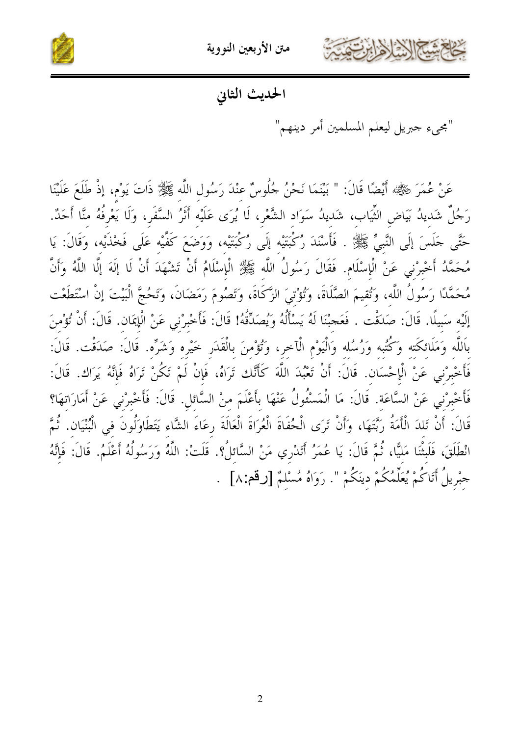## الحديث الثاني

"مجيء جبريل ليعلم المسلمين أمر دينهم"

عَنْ عُمَرَ ﵁ أَيْضًا قَالَ: " بَيْنَمَا نَحْنُ جُلُوسٌ عِنْدَ رَسُولِ اللَّهِ ﷺ ذَاتَ يَوْمٍ، إذْ طَلَعَ عَلَيْنَا رَجُلٌ شَدِيدُ بَيَاضِ الثِّيَابِ، شَدِيدُ سَوَادِ الشَّعْرِ، لَا يُرَى عَلَيْهِ أَثَرُ السَّفَرِ، وَلَا يَعْرِفُهُ مِنَّا أَحَدٌ. حَتَّى جَلَسَ إلَى النَّبِيِّ ﷺ . فَأَسْنَدَ رُكْبَتَيْهِ إلَى رُكْبَتَيْهِ، وَوَضَعَ كَفَّيْهِ عَلَى فَخِذَيْهِ، وَقَالَ: يَا مُحَمَّدُ أَخْبِرْنِي عَنْ الْإِسْلَامِ. فَقَالَ رَسُولُ اللَّهِ ﷺ الْإِسْلَامُ أَنْ تَشْهَدَ أَنْ لَا إلَهَ إلَّا اللَّهُ وَأَنَّ مُحَمَّدًا رَسُولُ اللَّهِ، وَتُقِيمَ الصَّلَاةَ، وَتُؤْتِيَ الزَّكَاةَ، وَتَصُومَ رَمَضَانَ، وَتَحُجَّ الْبَيْتَ إنْ اسْتَطَعْت إلَيْهِ سَبِيلًا. قَالَ: صَدَقْت . فَعَجِبْنَا لَهُ يَسْأَلُهُ وَيُصَدِّقُهُ! قَالَ: فَأَخْبِرْنِي عَنْ الْإِيمَانِ. قَالَ: أَنْ تُؤْمِنَ بِاَللَّهِ وَمَلَائِكَتِهِ وَكُتُبِهِ وَرُسُلِهِ وَالْيَوْمِ الْآخِرِ، وَتُؤْمِنَ بِالْقَدَرِ خَيْرِهِ وَشَرِّهِ. قَالَ: صَدَقْت. قَالَ: فَأَخْبِرْنِي عَنْ الْإِحْسَانِ. قَالَ: أَنْ تَعْبُدَ اللَّهَ كَأَنَّك تَرَاهُ، فَإِنْ لَمْ تَكُنْ تَرَاهُ فَإِنَّهُ يَرَاك. قَالَ: فَأَخْبِرْنِي عَنْ السَّاعَةِ. قَالَ: مَا الْمَسْئُولُ عَنْهَا بِأَعْلَمَ مِنْ السَّائِلِ. قَالَ: فَأَخْبِرْنِي عَنْ أَمَارَاتِهَا؟ قَالَ: أَنْ تَلِدَ الْأَمَةُ رَبَّتَهَا، وَأَنْ تَرَى الْحُفَاةَ الْعُرَاةَ الْعَالَةَ رِعَاءَ الشَّاءِ يَتَطَاوَلُونَ فِي الْبُنْيَانِ. ثُمَّ انْطَلَقَ، فَلَبِثْنَا مَلِيًّا، ثُمَّ قَالَ: يَا عُمَرُ أَتَدْرِي مَنْ السَّائِلُ؟. قُلْتُ: اللَّهُ وَرَسُولُهُ أَعْلَمُ. قَالَ: فَإِنَّهُ جِبْرِيلُ أَتَاكُمْ يُعَلِّمُكُمْ دِينَكُمْ ". رَوَاهُ مُسْلِمٌ [رقم:٨] .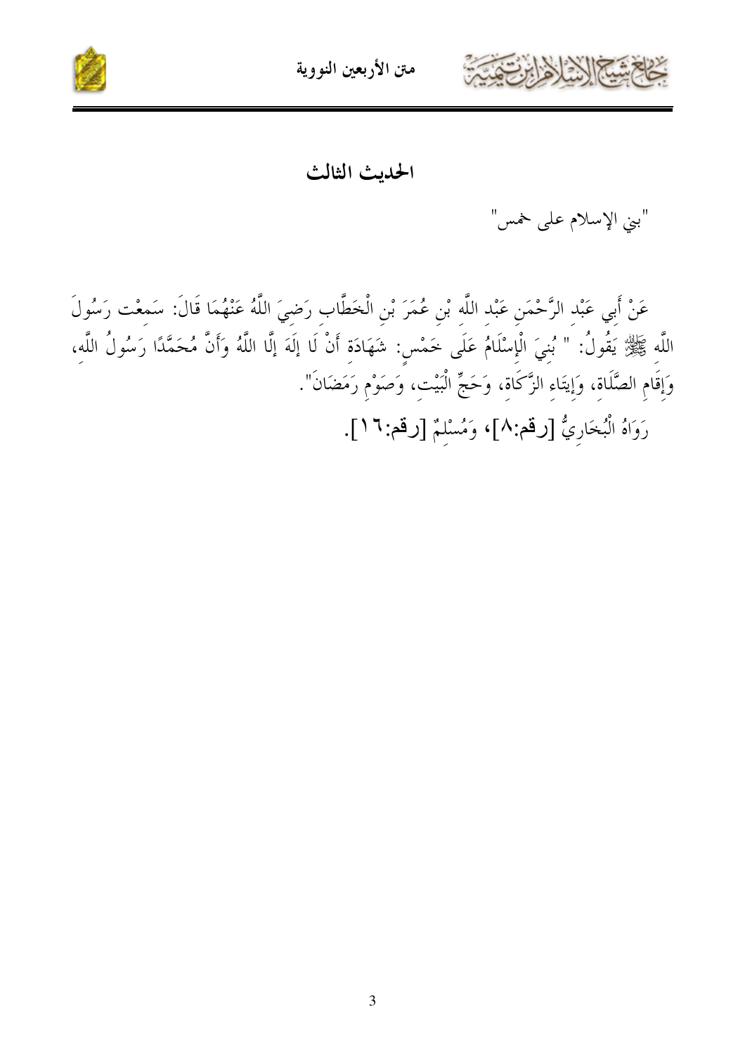## الحديث الثالث

"بني الإسلام على خمس"

عَنْ أَبِي عَبْدِ الرَّحْمَنِ عَبْدِ اللَّهِ بْنِ عُمَرَ بْنِ الْخَطَّابِ رَضِيَ اللَّهُ عَنْهُمَا قَالَ: سَمِعْت رَسُولَ اللَّهِ ﷺ يَقُولُ: " بُنِيَ الْإِسْلَامُ عَلَى خَمْسٍ: شَهَادَةِ أَنْ لَا إلَهَ إلَّا اللَّهُ وَأَنَّ مُحَمَّدًا رَسُولُ اللَّهِ، وَإِقَامِ الصَّلَاةِ، وَإِيتَاءِ الزَّكَاةِ، وَحَجِّ الْبَيْتِ، وَصَوْمِ رَمَضَانَ".

رَوَاهُ الْبُخَارِيُّ [رقم:٨]، وَمُسْلِمٌ [رقم:١٦].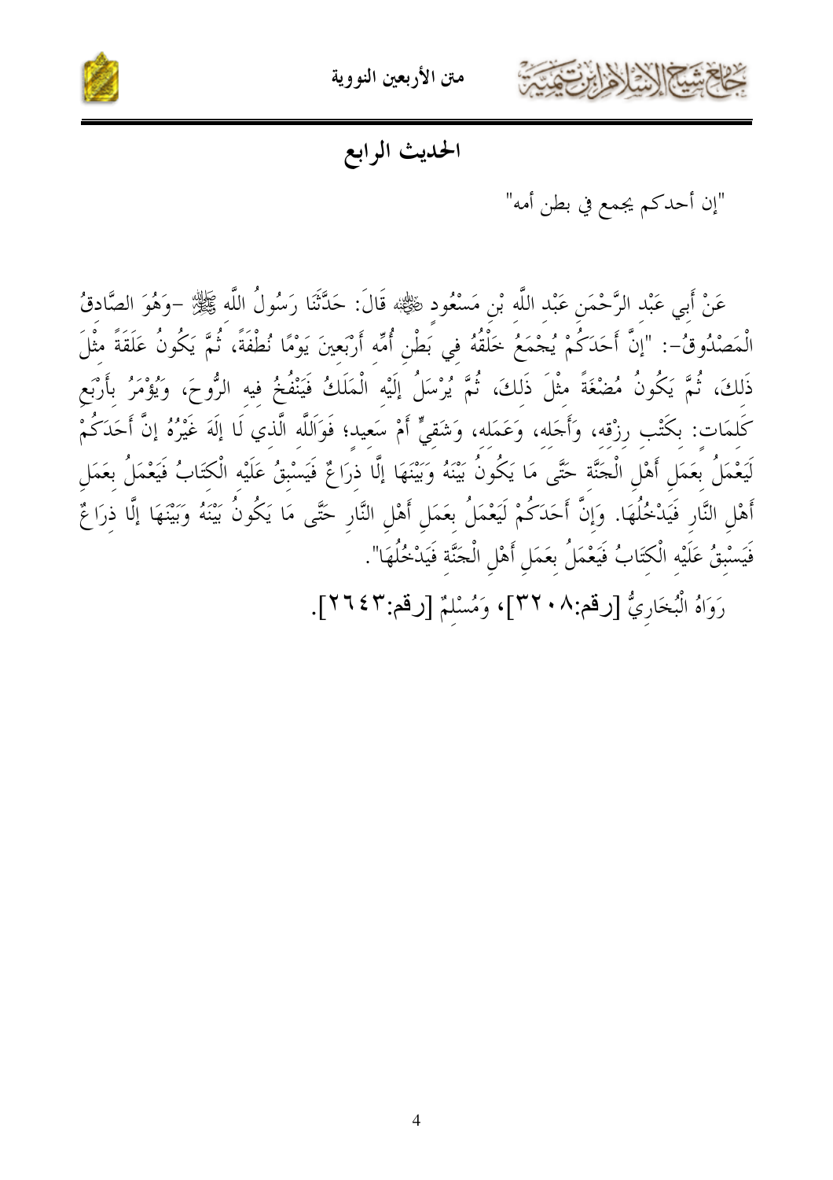## الحديث الرابع

"إن أحدكم يجمع في بطن أمه"

عَنْ أَبِي عَبْدِ الرَّحْمَنِ عَبْدِ اللَّهِ بْنِ مَسْعُودٍ ﷺ قَالَ: حَدَّثَنَا رَسُولُ اللَّهِ ﷺ -وَهُوَ الصَّادِقُ الْمَصْدُوقُ-: "إنَّ أَحَدَكُمْ يُجْمَعُ خَلْقُهُ فِي بَطْنِ أُمِّهِ أَرْبَعِينَ يَوْمًا نُطْفَةً، ثُمَّ يَكُونُ عَلَقَةً مِثْلَ ذَلِكَ، ثُمَّ يَكُونُ مُضْغَةً مِثْلَ ذَلِكَ، ثُمَّ يُرْسَلُ إلَيْهِ الْمَلَكُ فَيَنْفُخُ فِيهِ الرُّوحَ، وَيُؤْمَرُ بِأَرْبَعِ كَلِمَاتٍ: بِكَتْبِ رِزْقِهِ، وَأَجَلِهِ، وَعَمَلِهِ، وَشَقِيٍّ أَمْ سَعِيدٍ؛ فَوَاَللَّهِ الَّذِي لَا إلَهَ غَيْرُهُ إنَّ أَحَدَكُمْ لَيَعْمَلُ بِعَمَلِ أَهْلِ الْجَنَّةِ حَتَّى مَا يَكُونُ بَيْنَهُ وَبَيْنَهَا إلَّا ذِرَاعٌ فَيَسْبِقُ عَلَيْهِ الْكِتَابُ فَيَعْمَلُ بِعَمَلِ أَهْلِ النَّارِ فَيَدْخُلُهَا. وَإِنَّ أَحَدَكُمْ لَيَعْمَلُ بِعَمَلِ أَهْلِ النَّارِ حَتَّى مَا يَكُونُ بَيْنَهُ وَبَيْنَهَا إلَّا ذِرَاعٌ فَيَسْبِقُ عَلَيْهِ الْكِتَابُ فَيَعْمَلُ بِعَمَلِ أَهْلِ الْجَنَّةِ فَيَدْخُلُهَا".

رَوَاهُ الْبُخَارِيُّ [رقم:٣٢٠٨]، وَمُسْلِمٌ [رقم:٢٦٤٣].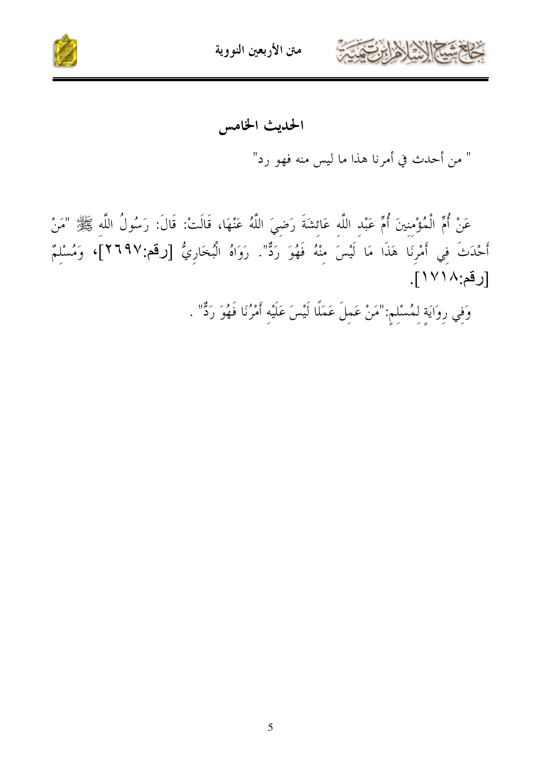## الحديث الخامس

" من أحدث في أمرنا هذا ما ليس منه فهو رد"

عَنْ أُمِّ الْمُؤْمِنِينَ أُمِّ عَبْدِ اللَّهِ عَائِشَةَ رَضِيَ اللَّهُ عَنْهَا، قَالَتْ: قَالَ: رَسُولُ اللَّه ﷺ "مَنْ أَحْدَثَ فِي أَمْرِنَا هَذَا مَا لَيْسَ مِنْهُ فَهُوَ رَدٌّ". رَوَاهُ الْبُخَارِيُّ [رقم:٢٦٩٧]، وَمُسْلِمٌ [رقم:١٧١٨].

وَفِي رِوَايَةٍ لِمُسْلِمٍ:"مَنْ عَمِلَ عَمَلًا لَيْسَ عَلَيْهِ أَمْرُنَا فَهُوَ رَدٌّ" .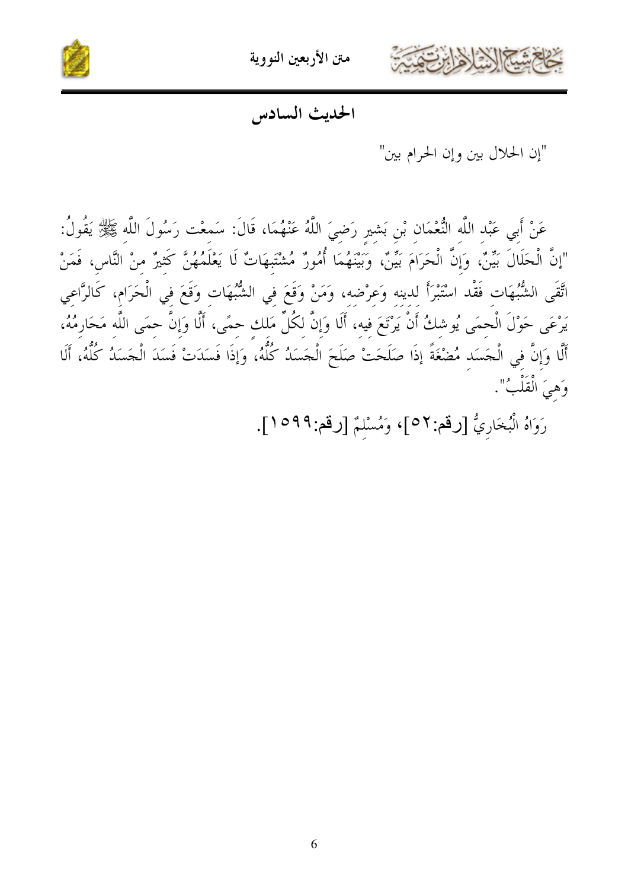# الحديث السادس

"إن الحلال بين وإن الحرام بين"

عَنْ أَبِي عَبْدِ اللَّهِ النُّعْمَانِ بْنِ بَشِيرٍ رَضِيَ اللَّهُ عَنْهُمَا، قَالَ: سَمِعْت رَسُولَ اللَّهِ ﷺ يَقُولُ: "إنَّ الْحَلَالَ بَيِّنٌ، وَإِنَّ الْحَرَامَ بَيِّنٌ، وَبَيْنَهُمَا أُمُورٌ مُشْتَبِهَاتٌ لَا يَعْلَمُهُنَّ كَثِيرٌ مِنْ النَّاسِ، فَمَنْ اتَّقَى الشُّبُهَاتِ فَقْد اسْتَبْرَأَ لِدِينِهِ وَعِرْضِهِ، وَمَنْ وَقَعَ فِي الشُّبُهَاتِ وَقَعَ فِي الْحَرَامِ، كَالرَّاعِي يَرْعَى حَوْلَ الْحِمَى يُوشِكُ أَنْ يَرْتَعَ فِيهِ، أَلَا وَإِنَّ لِكُلِّ مَلِكٍ حِمًى، أَلَا وَإِنَّ حِمَى اللَّهِ مَحَارِمُهُ، أَلَا وَإِنَّ فِي الْجَسَدِ مُضْغَةً إذَا صَلَحَتْ صَلَحَ الْجَسَدُ كُلُّهُ، وَإِذَا فَسَدَتْ فَسَدَ الْجَسَدُ كُلُّهُ، أَلَا وَهِيَ الْقَلْبُ".

رَوَاهُ الْبُخَارِيُّ [رقم:٥٢]، وَمُسْلِمٌ [رقم:١٥٩٩].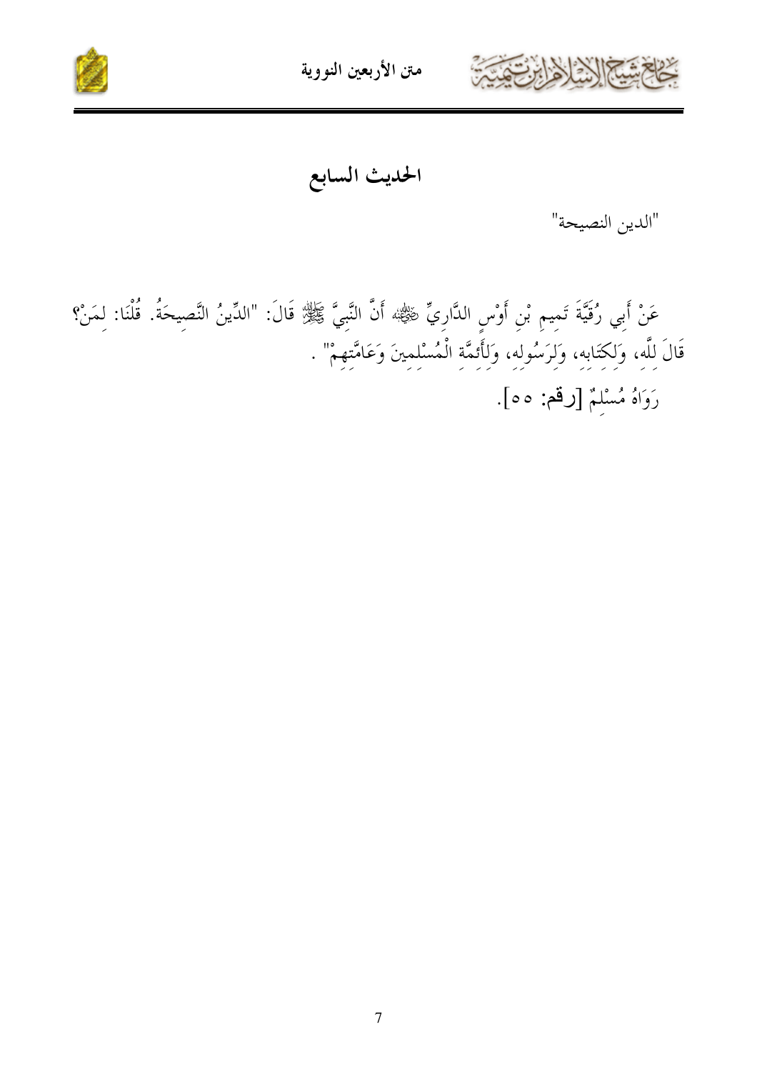# الحديث السابع

"الدين النصيحة"

عَنْ أَبِي رُقَيَّةَ تَمِيمِ بْنِ أَوْسٍ الدَّارِيِّ ﷺ أَنَّ النَّبِيَّ ﷺ قَالَ: "الدِّينُ النَّصِيحَةُ. قُلْنَا: لِمَنْ؟ قَالَ لِلَّهِ، وَلِكِتَابِهِ، وَلِرَسُولِهِ، وَلِأَئِمَّةِ الْمُسْلِمِينَ وَعَامَّتِهِمْ" .

رَوَاهُ مُسْلِمٌ [رقم: ٥٥].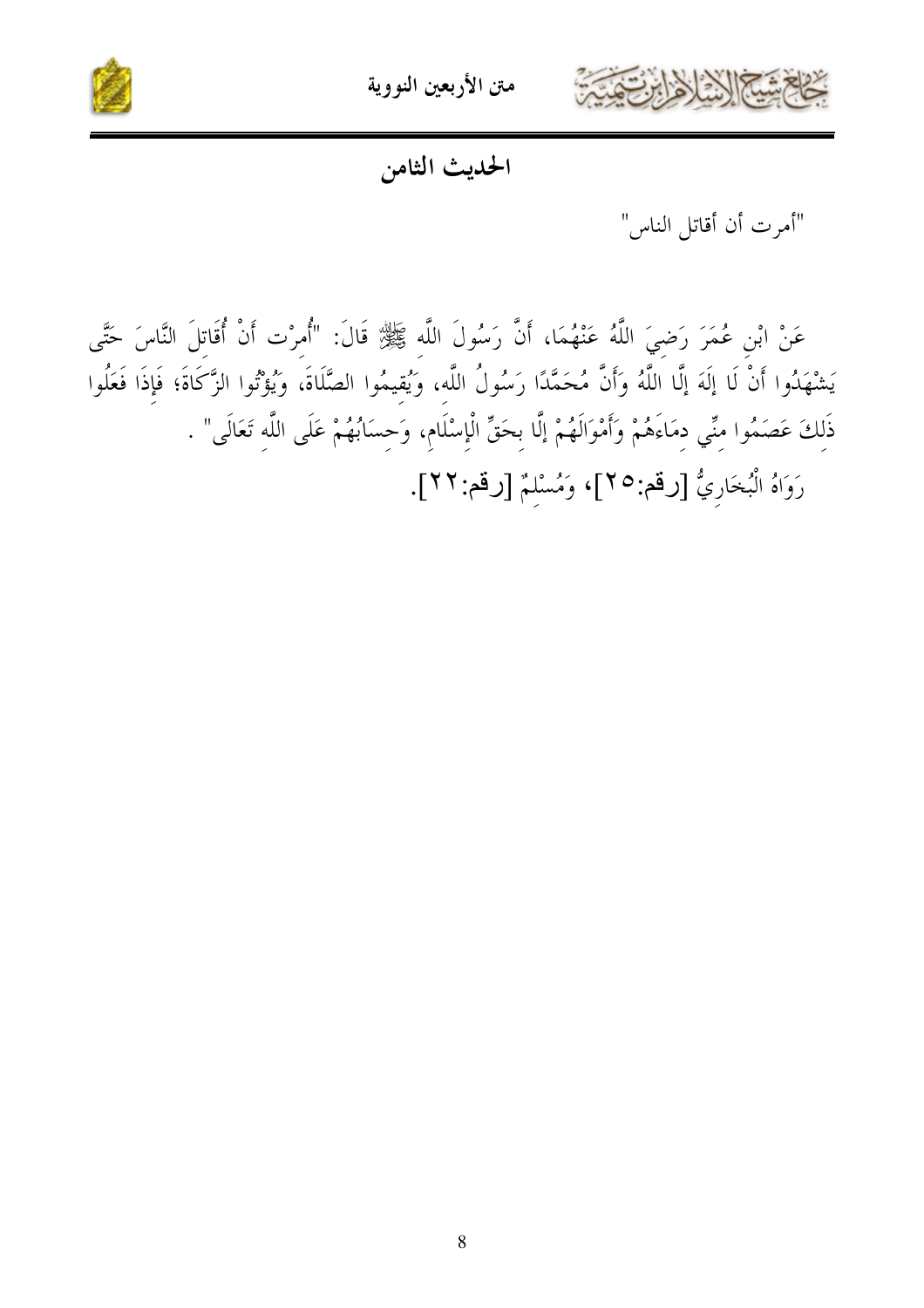## الحديث الثامن

"أمرت أن أقاتل الناس"

عَنْ ابْنِ عُمَرَ رَضِيَ اللَّهُ عَنْهُمَا، أَنَّ رَسُولَ اللَّهِ ﷺ قَالَ: "أُمِرْت أَنْ أُقَاتِلَ النَّاسَ حَتَّى يَشْهَدُوا أَنْ لَا إلَهَ إلَّا اللَّهُ وَأَنَّ مُحَمَّدًا رَسُولُ اللَّهِ، وَيُقِيمُوا الصَّلَاةَ، وَيُؤْتُوا الزَّكَاةَ؛ فَإِذَا فَعَلُوا ذَلِكَ عَصَمُوا مِنِّي دِمَاءَهُمْ وَأَمْوَالَهُمْ إلَّا بِحَقِّ الْإِسْلَامِ، وَحِسَابُهُمْ عَلَى اللَّهِ تَعَالَى" .

رَوَاهُ الْبُخَارِيُّ [رقم:٢٥]، وَمُسْلِمٌ [رقم:٢٢].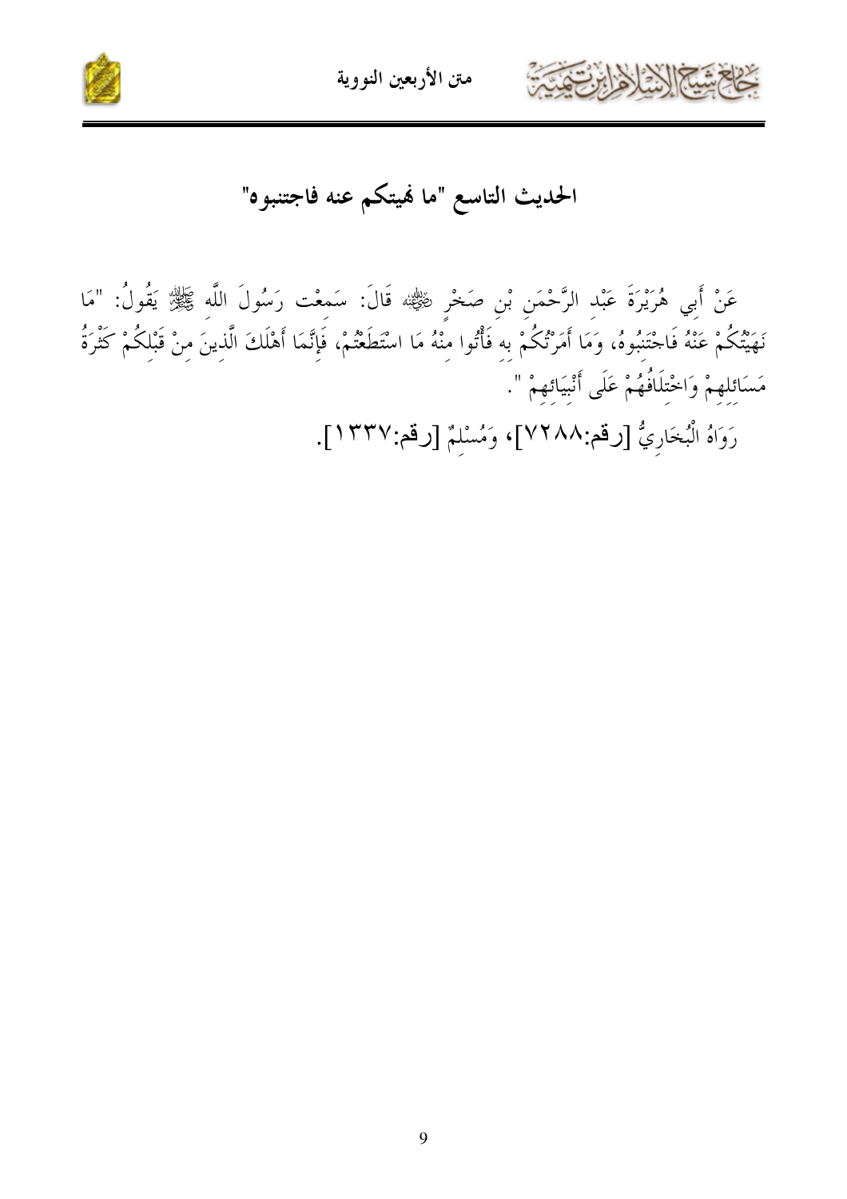## الحديث التاسع "ما نهيتكم عنه فاجتنبوه"

عَنْ أَبِي هُرَيْرَةَ عَبْدِ الرَّحْمَنِ بْنِ صَخْرٍ ﷺ قَالَ: سَمِعْت رَسُولَ اللَّهِ ﷺ يَقُولُ: "مَا نَهَيْتُكُمْ عَنْهُ فَاجْتَنِبُوهُ، وَمَا أَمَرْتُكُمْ بِهِ فَأْتُوا مِنْهُ مَا اسْتَطَعْتُمْ، فَإِنَّمَا أَهْلَكَ الَّذِينَ مِنْ قَبْلِكُمْ كَثْرَةُ مَسَائِلِهِمْ وَاخْتِلَافُهُمْ عَلَى أَنْبِيَائِهِمْ ".

رَوَاهُ الْبُخَارِيُّ [رقم:٧٢٨٨]، وَمُسْلِمٌ [رقم:١٣٣٧].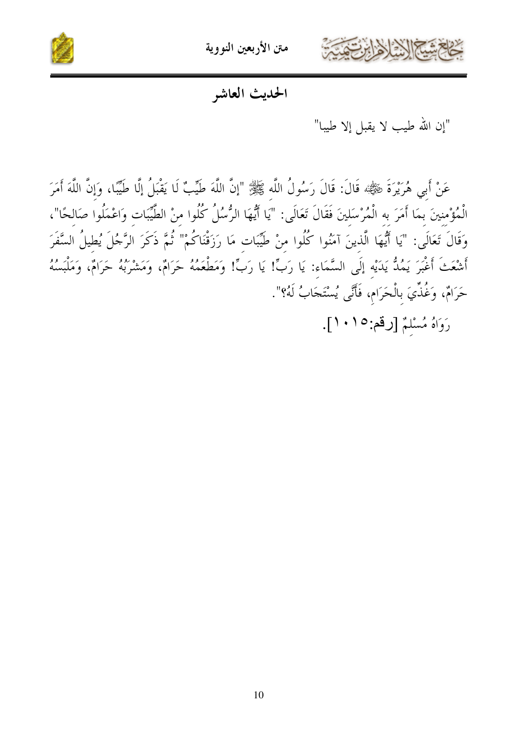## الحديث العاشر

"إن الله طيب لا يقبل إلا طيبا"

عَنْ أَبِي هُرَيْرَةَ ﷺ قَالَ: قَالَ رَسُولُ اللَّهِ ﷺ "إنَّ اللَّهَ طَيِّبٌ لَا يَقْبَلُ إلَّا طَيِّبًا، وَإِنَّ اللَّهَ أَمَرَ الْمُؤْمِنِينَ بِمَا أَمَرَ بِهِ الْمُرْسَلِينَ فَقَالَ تَعَالَى: "يَا أَيُّهَا الرُّسُلُ كُلُوا مِنْ الطَّيِّبَاتِ وَاعْمَلُوا صَالِحًا"، وَقَالَ تَعَالَى: "يَا أَيُّهَا الَّذِينَ آمَنُوا كُلُوا مِنْ طَيِّبَاتِ مَا رَزَقْنَاكُمْ" ثُمَّ ذَكَرَ الرَّجُلَ يُطِيلُ السَّفَرَ أَشْعَثَ أَغْبَرَ يَمُدُّ يَدَيْهِ إلَى السَّمَاءِ: يَا رَبِّ! يَا رَبِّ! وَمَطْعَمُهُ حَرَامٌ، وَمَشْرَبُهُ حَرَامٌ، وَمَلْبَسُهُ حَرَامٌ، وَغُذِّيَ بِالْحَرَامِ، فَأَنَّى يُسْتَجَابُ لَهُ؟".

رَوَاهُ مُسْلِمٌ [رقم:١٠١٥].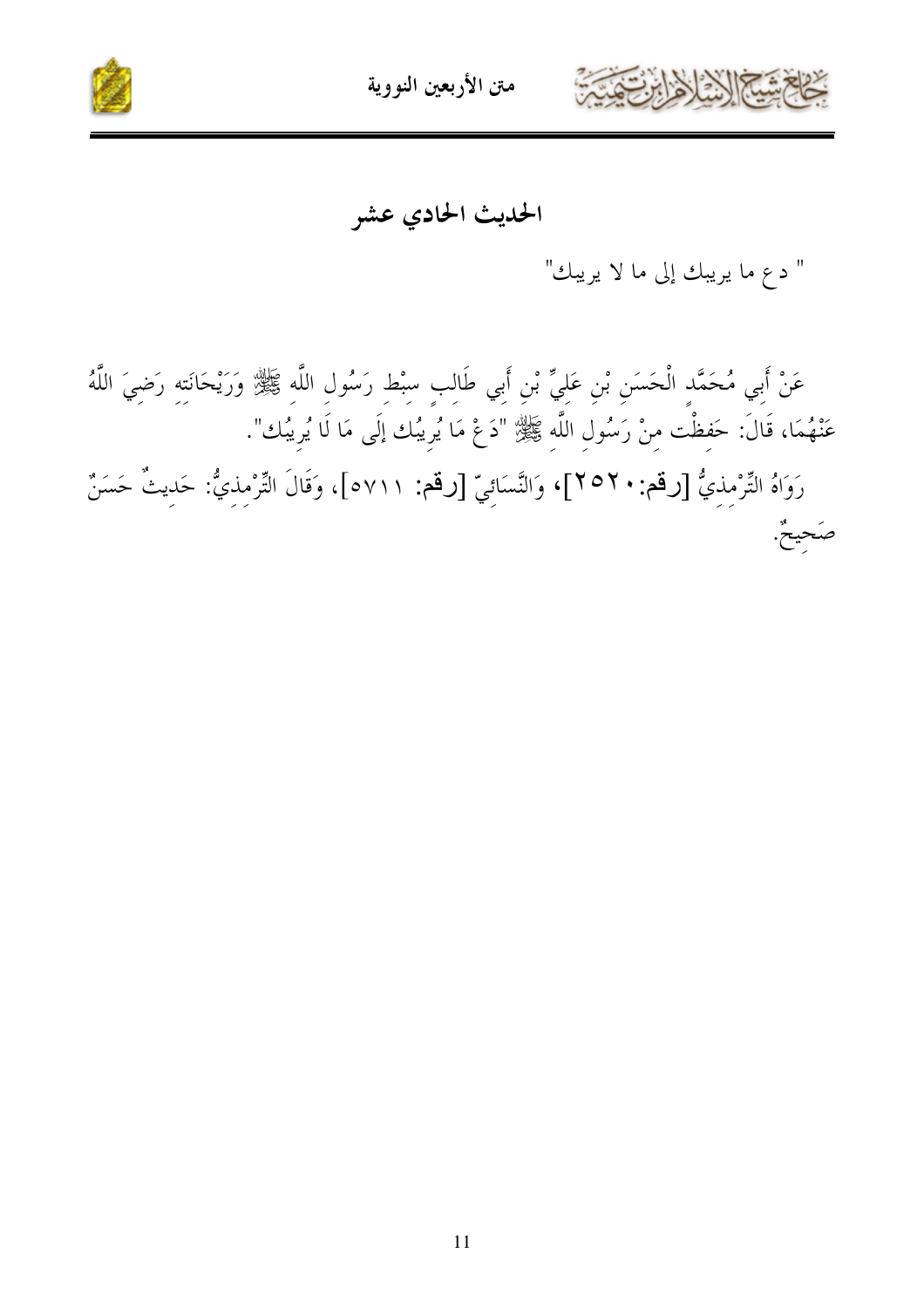## الحديث الحادي عشر

" دع ما يريبك إلى ما لا يريبك"

عَنْ أَبِي مُحَمَّدٍ الْحَسَنِ بْنِ عَلِيٍّ بْنِ أَبِي طَالِبٍ سِبْطِ رَسُولِ اللَّهِ ﷺ وَرَيْحَانَتِهِ رَضِيَ اللَّهُ عَنْهُمَا، قَالَ: حَفِظْت مِنْ رَسُولِ اللَّهِ ﷺ "دَعْ مَا يُرِيبُك إلَى مَا لَا يُرِيبُك".

رَوَاهُ التِّرْمِذِيُّ [رقم:٢٥٢٠]، وَالنَّسَائِيّ [رقم: ٥٧١١]، وَقَالَ التِّرْمِذِيُّ: حَدِيثٌ حَسَنٌ صَحِيحٌ.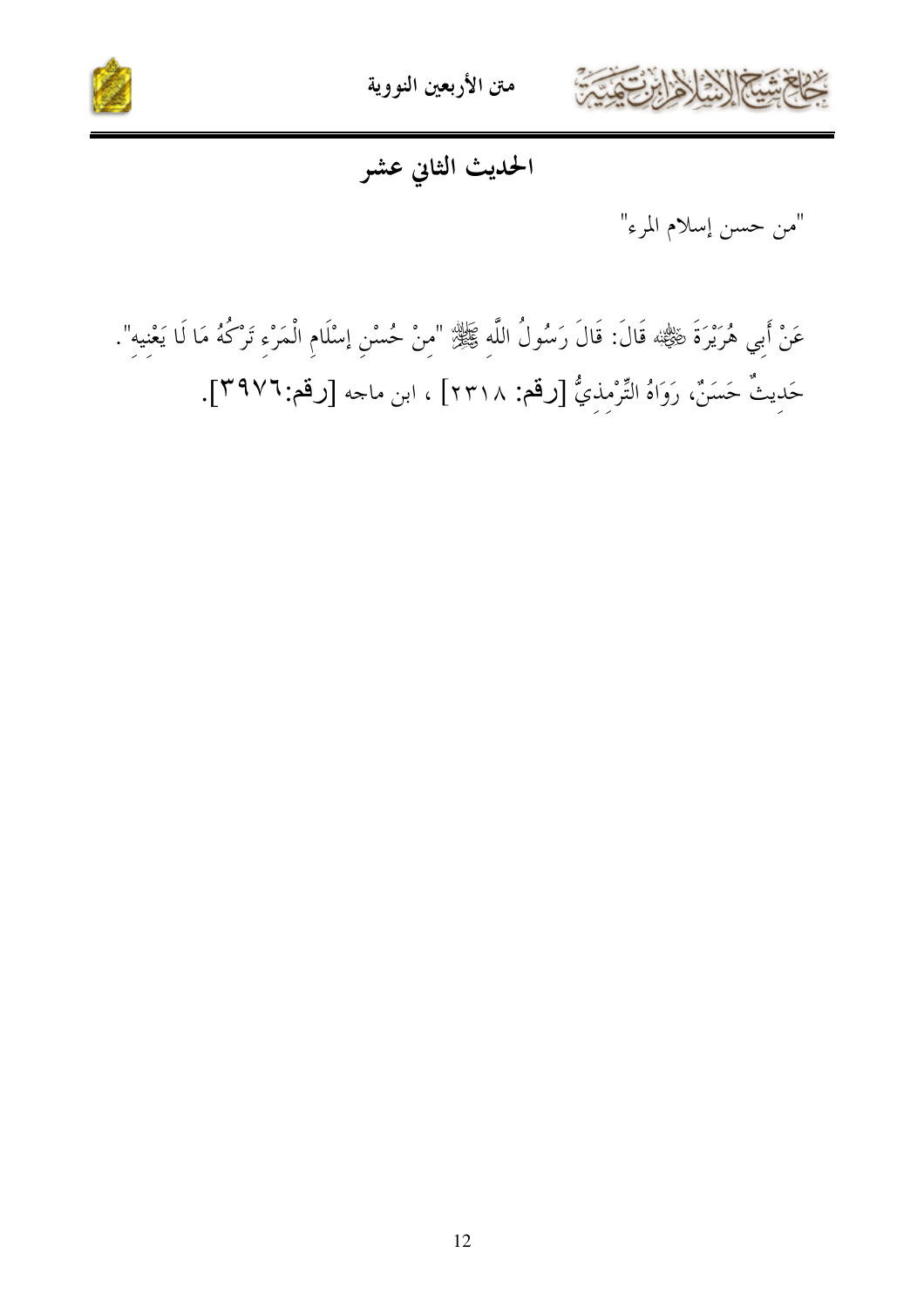# الحديث الثاني عشر

"من حسن إسلام المرء"

عَنْ أَبِي هُرَيْرَةَ ﷺ قَالَ: قَالَ رَسُولُ اللَّهِ ﷺ "مِنْ حُسْنِ إسْلَامِ الْمَرْءِ تَرْكُهُ مَا لَا يَعْنِيهِ". حَدِيثٌ حَسَنٌ، رَوَاهُ التِّرْمِذِيُّ [رقم: ٢٣١٨] ، ابن ماجه [رقم:٣٩٧٦].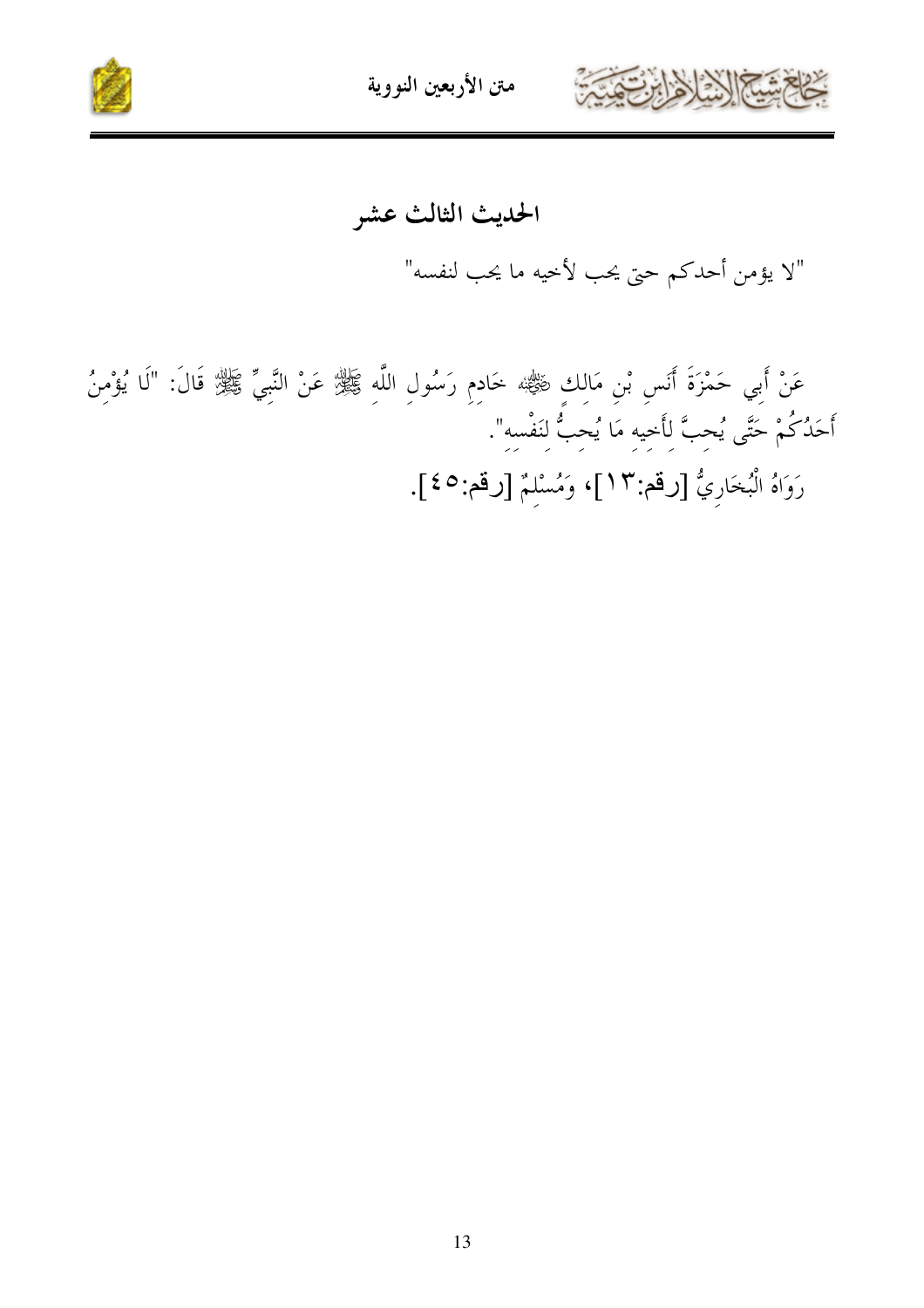## الحديث الثالث عشر

"لا يؤمن أحدكم حتى يحب لأخيه ما يحب لنفسه"

عَنْ أَبِي حَمْزَةَ أَنَسِ بْنِ مَالِكٍ ﷺ خَادِمِ رَسُولِ اللَّهِ ﷺ عَنْ النَّبِيِّ ﷺ قَالَ: "لَا يُؤْمِنُ أَحَدُكُمْ حَتَّى يُحِبَّ لِأَخِيهِ مَا يُحِبُّ لِنَفْسِهِ".

رَوَاهُ الْبُخَارِيُّ [رقم:١٣]، وَمُسْلِمٌ [رقم:٤٥].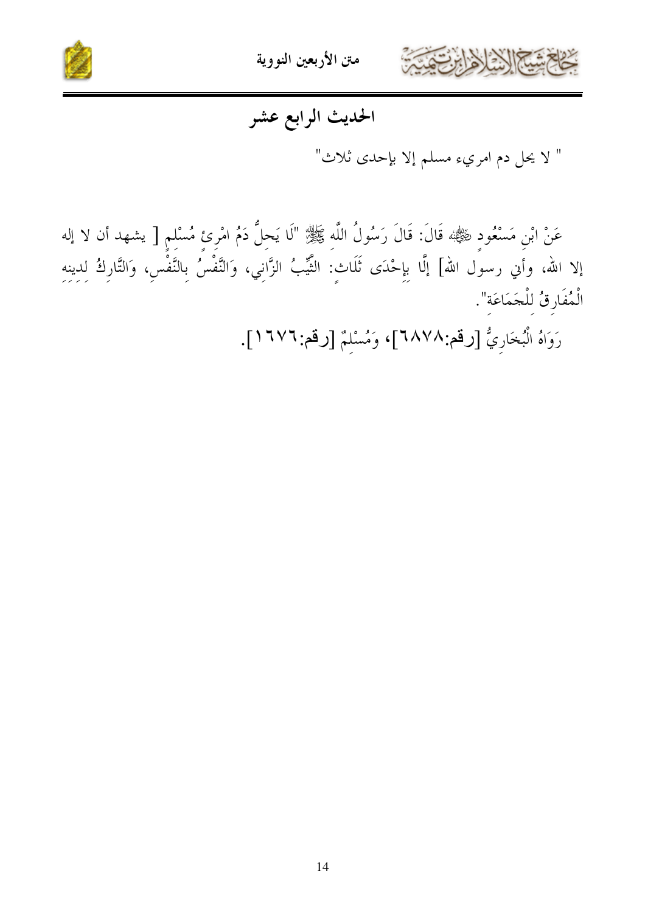# الحديث الرابع عشر

" لا يحل دم امرىء مسلم إلا بإحدى ثلاث"

عَنْ ابْنِ مَسْعُودٍ ﷺ قَالَ: قَالَ رَسُولُ اللَّهِ ﷺ "لَا يَحِلُّ دَمُ امْرِئٍ مُسْلِمٍ [ يشهد أن لا إله إلا الله، وأني رسول الله] إلَّا بِإِحْدَى ثَلَاثٍ: الثَّيِّبُ الزَّانِي، وَالنَّفْسُ بِالنَّفْسِ، وَالتَّارِكُ لِدِينِهِ الْمُفَارِقُ لِلْجَمَاعَةِ".

رَوَاهُ الْبُخَارِيُّ [رقم:٦٨٧٨]، وَمُسْلِمٌ [رقم:١٦٧٦].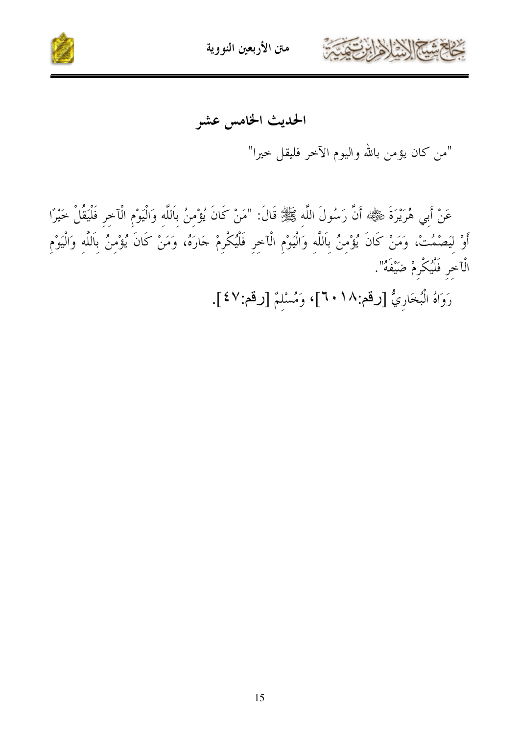## الحديث الخامس عشر

"من كان يؤمن بالله واليوم الآخر فليقل خيرا"

عَنْ أَبِي هُرَيْرَةَ ﷺ أَنَّ رَسُولَ اللَّه ﷺ قَالَ: "مَنْ كَانَ يُؤْمِنُ بِاَللَّه وَالْيَوْمِ الْآخرِ فَلْيَقُلْ خَيْرًا أَوْ لِيَصْمُتْ، وَمَنْ كَانَ يُؤْمِنُ بِاَللَّهِ وَالْيَوْمِ الْآخرِ فَلْيُكْرِمْ جَارَهُ، وَمَنْ كَانَ يُؤْمِنُ بِاَللَّه وَالْيَوْمِ الْآخرِ فَلْيُكْرِمْ ضَيْفَهُ".

رَوَاهُ الْبُخَارِيُّ [رقم:٦٠١٨]، وَمُسْلِمٌ [رقم:٤٧].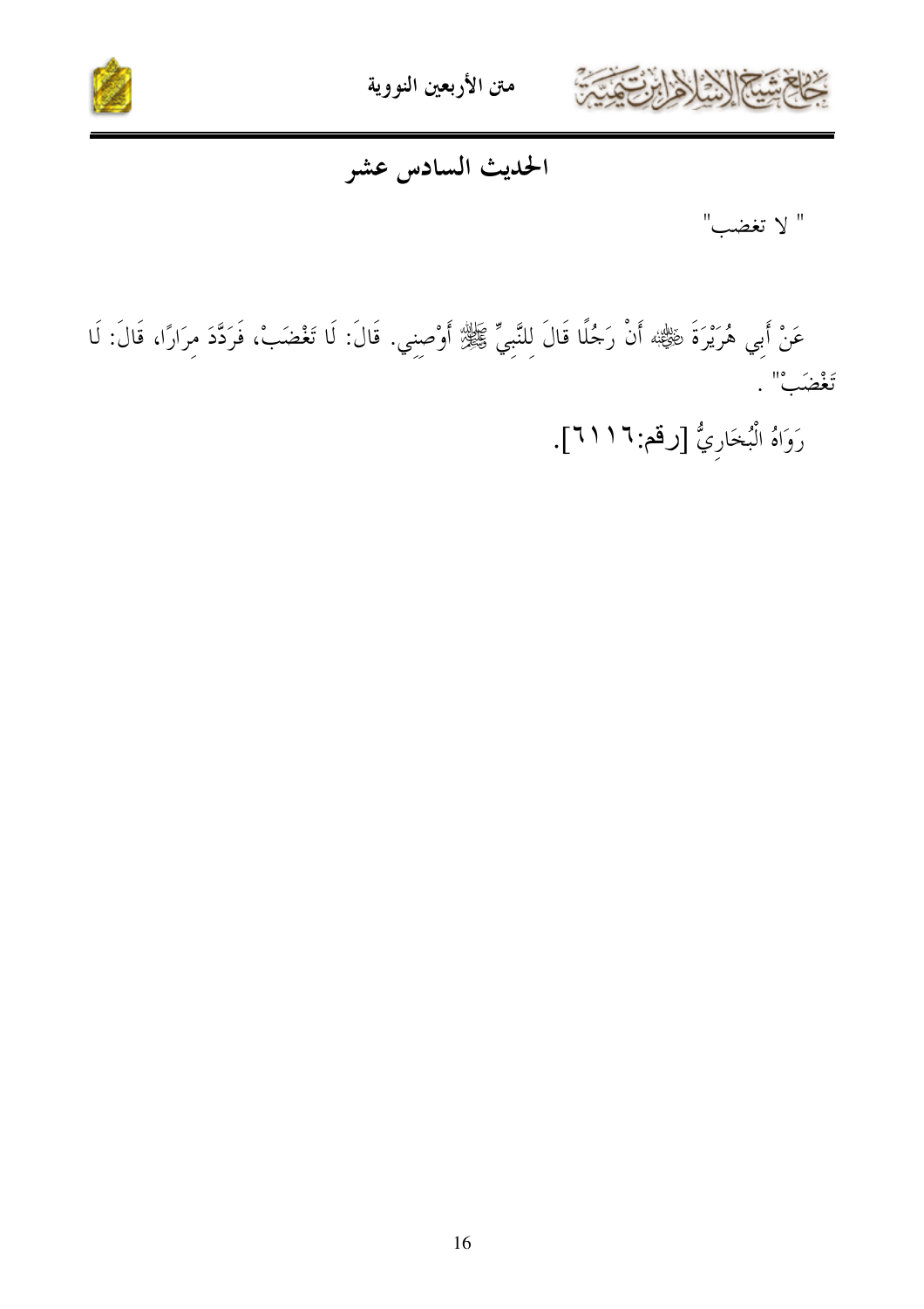## الحديث السادس عشر

" لا تغضب"

عَنْ أَبِي هُرَيْرَةَ ﷺ أَنْ رَجُلًا قَالَ لِلنَّبِيِّ ﷺ أَوْصِنِي. قَالَ: لَا تَغْضَبْ، فَرَدَّدَ مِرَارًا، قَالَ: لَا تَغْضَبْ" .

رَوَاهُ الْبُخَارِيُّ [رقم:٦١١٦].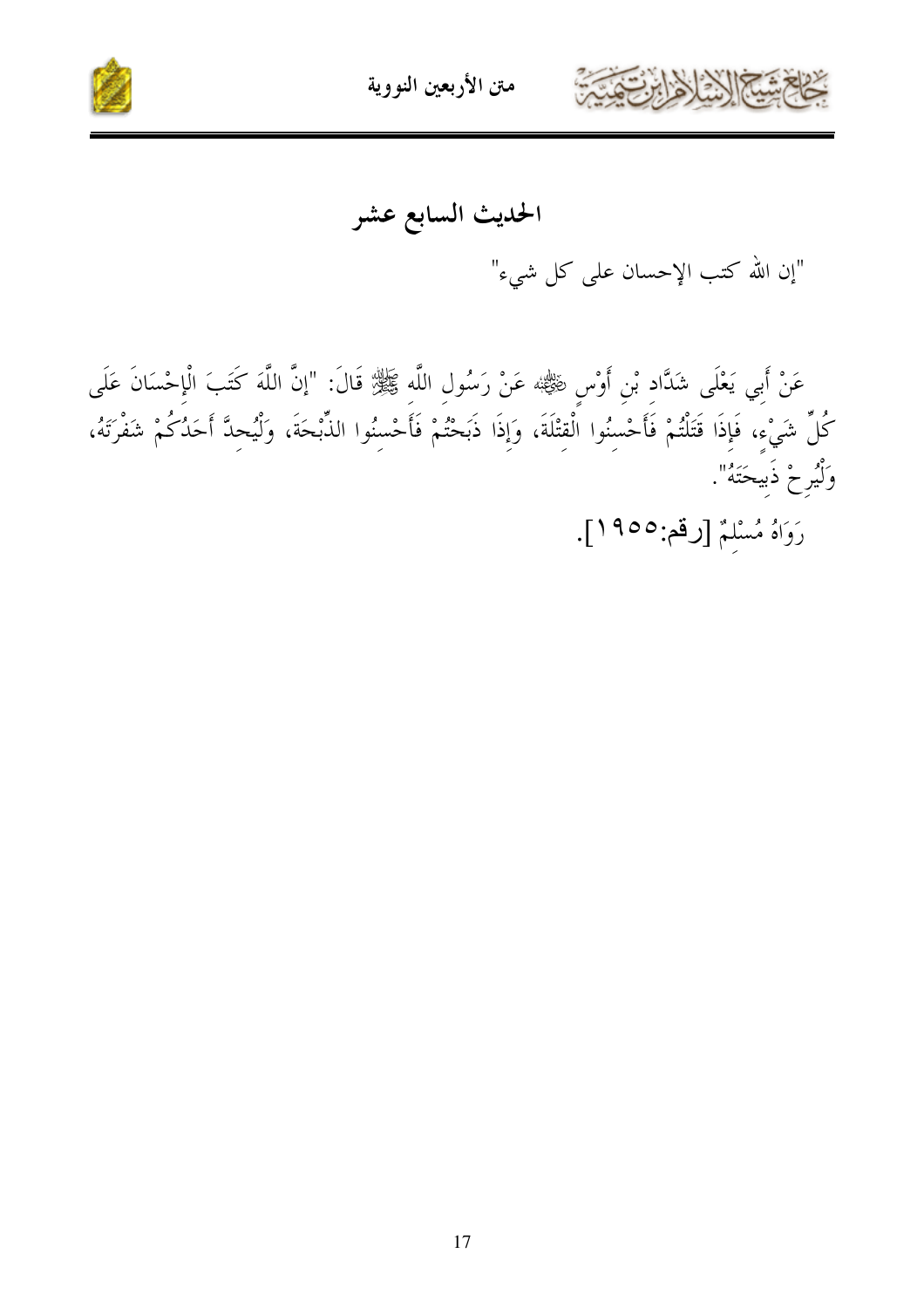# الحديث السابع عشر

"إن الله كتب الإحسان على كل شيء"

عَنْ أَبِي يَعْلَى شَدَّادِ بْنِ أَوْسٍ ﷺ عَنْ رَسُولِ اللَّهِ ﷺ قَالَ: "إنَّ اللَّهَ كَتَبَ الْإِحْسَانَ عَلَى كُلِّ شَيْءٍ، فَإِذَا قَتَلْتُمْ فَأَحْسِنُوا الْقِتْلَةَ، وَإِذَا ذَبَحْتُمْ فَأَحْسِنُوا الذِّبْحَةَ، وَلْيُحِدَّ أَحَدُكُمْ شَفْرَتَهُ، وَلْيُرِحْ ذَبِيحَتَهُ".

رَوَاهُ مُسْلِمٌ [رقم:١٩٥٥].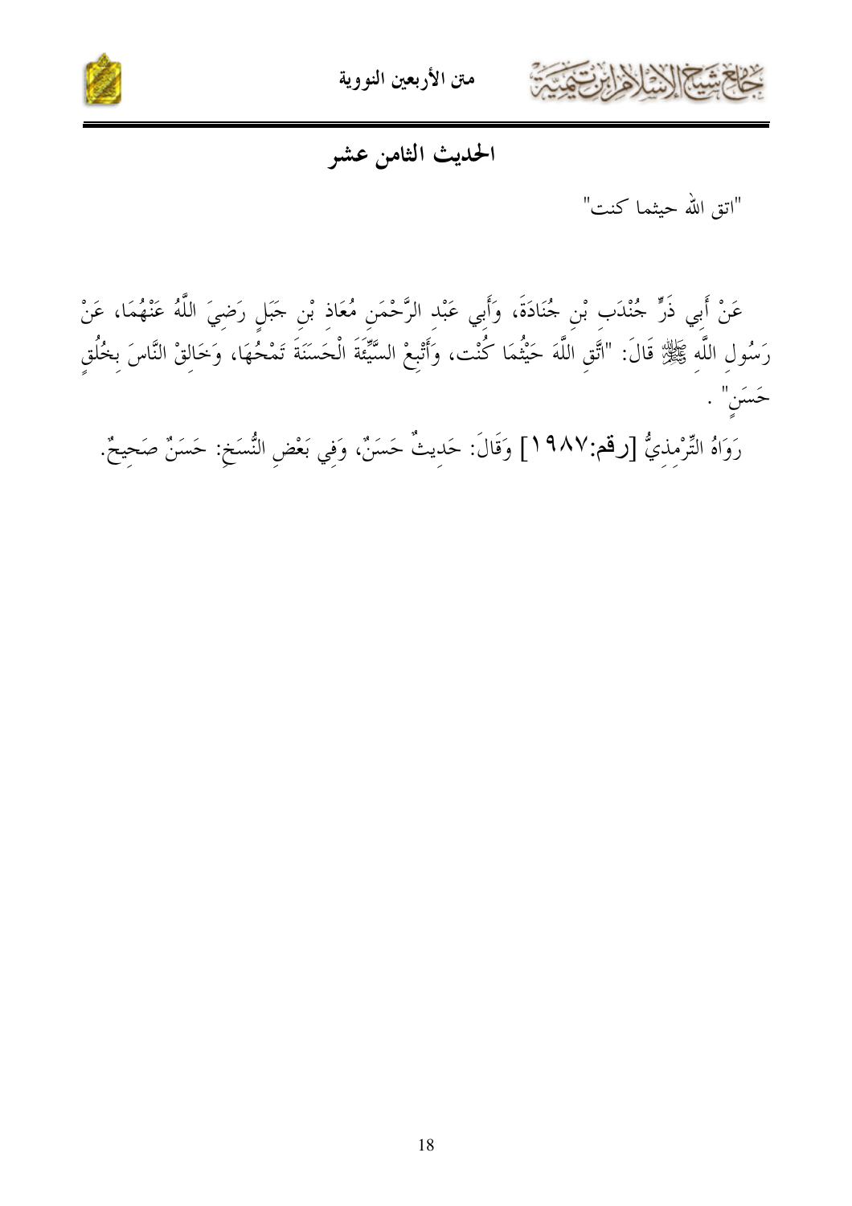## الحديث الثامن عشر

"اتق الله حيثما كنت"

عَنْ أَبِي ذَرٍّ جُنْدَبِ بْنِ جُنَادَةَ، وَأَبِي عَبْدِ الرَّحْمَنِ مُعَاذِ بْنِ جَبَلٍ رَضِيَ اللَّهُ عَنْهُمَا، عَنْ رَسُولِ اللَّهِ ﷺ قَالَ: "اتَّقِ اللَّهَ حَيْثُمَا كُنْت، وَأَتْبِعْ السَّيِّئَةَ الْحَسَنَةَ تَمْحُهَا، وَخَالِقْ النَّاسَ بِخُلُقٍ حَسَنٍ" .

رَوَاهُ التِّرْمِذِيُّ [رقم:١٩٨٧] وَقَالَ: حَدِيثٌ حَسَنٌ، وَفِي بَعْضِ النُّسَخِ: حَسَنٌ صَحِيحٌ.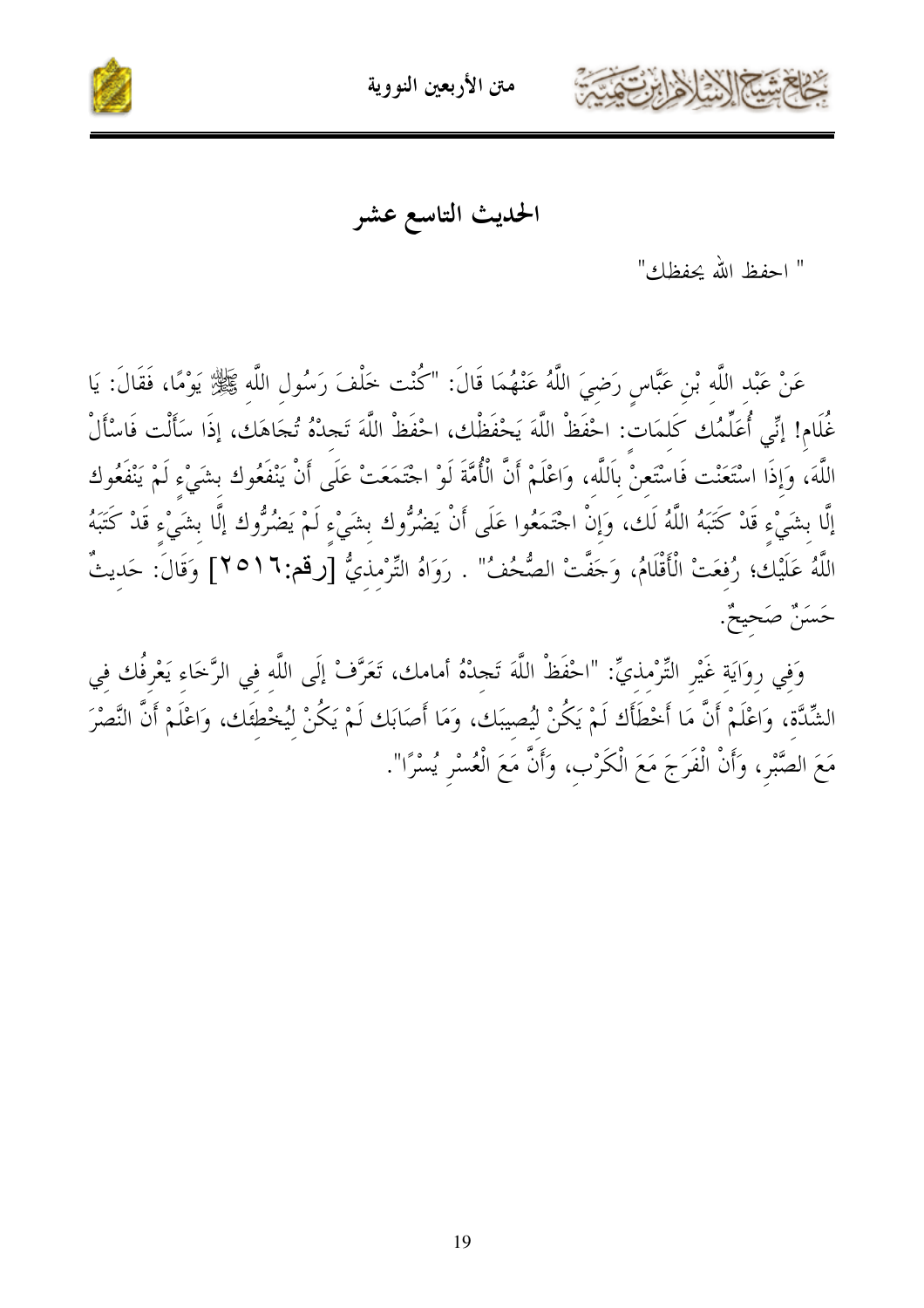## الحديث التاسع عشر

" احفظ الله يحفظك"

عَنْ عَبْد اللَّه بْنِ عَبَّاسٍ رَضِيَ اللَّهُ عَنْهُمَا قَالَ: "كُنْت خَلْفَ رَسُولِ اللَّهِ ﷺ يَوْمًا، فَقَالَ: يَا غُلَام! إنِّي أُعَلِّمُك كَلِمَات: احْفَظْ اللَّهَ يَحْفَظْك، احْفَظْ اللَّهَ تَجِدْهُ تُجَاهَك، إذَا سَأَلْت فَاسْأَلْ اللَّهَ، وَإِذَا اسْتَعَنْت فَاسْتَعِنْ بِاَللَّهِ، وَاعْلَمْ أَنَّ الْأُمَّةَ لَوْ اجْتَمَعَتْ عَلَى أَنْ يَنْفَعُوك بِشَيْءٍ لَمْ يَنْفَعُوك إلَّا بِشَيْءٍ قَدْ كَتَبَهُ اللَّهُ لَك، وَإِنْ اجْتَمَعُوا عَلَى أَنْ يَضُرُّوك بِشَيْءٍ لَمْ يَضُرُّوك إلَّا بِشَيْءٍ قَدْ كَتَبَهُ اللَّهُ عَلَيْك؛ رُفِعَتْ الْأَقْلَامُ، وَجَفَّتْ الصُّحُفُ" . رَوَاهُ التِّرْمِذِيُّ [رقم:٢٥١٦] وَقَالَ: حَدِيثٌ حَسَنٌ صَحِيحٌ.

وَفِي رِوَايَةِ غَيْرِ التِّرْمِذِيِّ: "احْفَظْ اللَّهَ تَجِدْهُ أمامك، تَعَرَّفْ إلَى اللَّهِ فِي الرَّخَاءِ يَعْرِفْك فِي الشِّدَّةِ، وَاعْلَمْ أَنَّ مَا أَخْطَأَك لَمْ يَكُنْ لِيُصِيبَك، وَمَا أَصَابَك لَمْ يَكُنْ لِيُخْطِئَك، وَاعْلَمْ أَنَّ النَّصْرَ مَعَ الصَّبْرِ، وَأَنَّ الْفَرَجَ مَعَ الْكَرْبِ، وَأَنَّ مَعَ الْعُسْرِ يُسْرًا".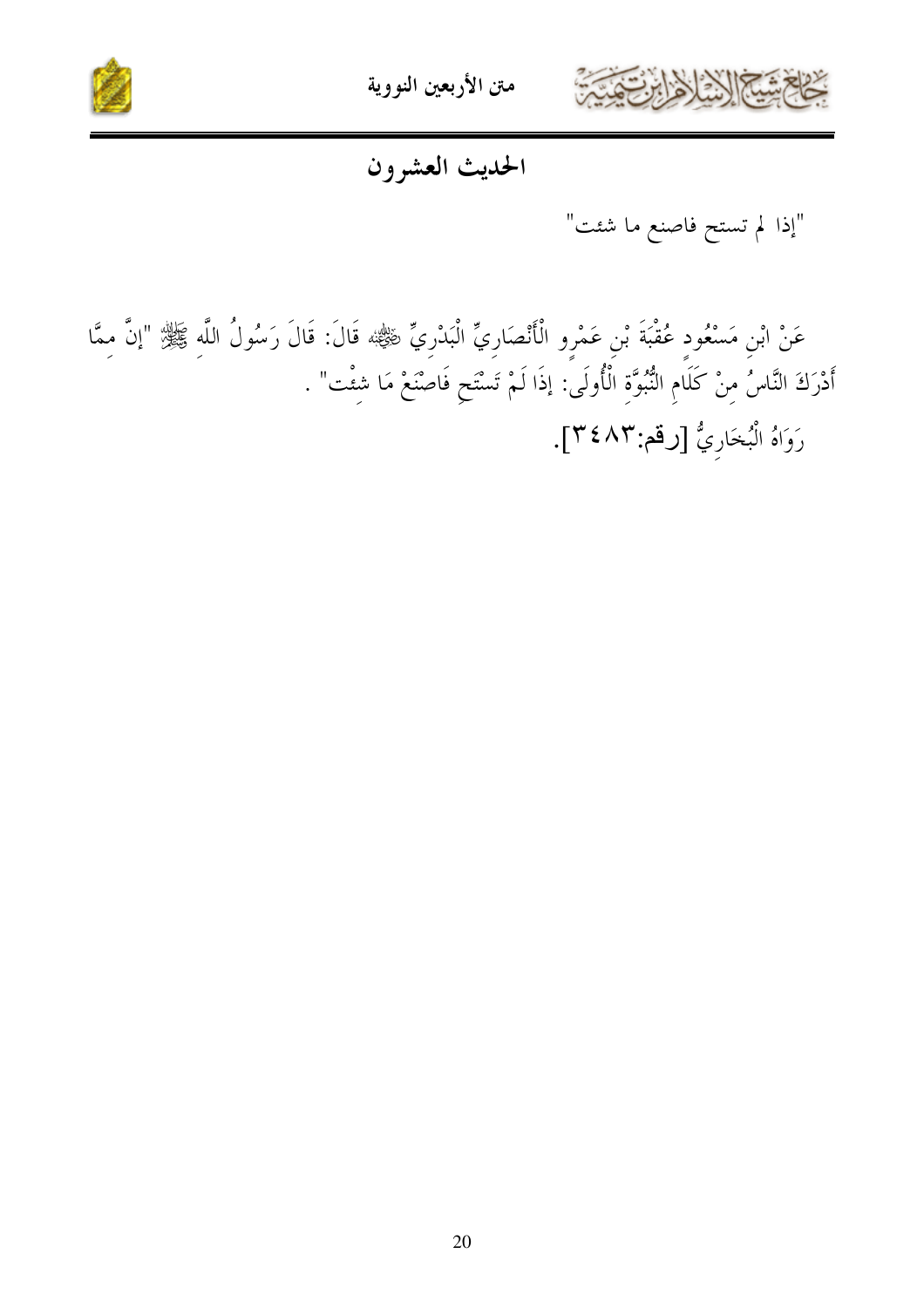## الحديث العشرون

"إذا لم تستح فاصنع ما شئت"

عَنْ ابْنِ مَسْعُودٍ عُقْبَةَ بْنِ عَمْرٍو الْأَنْصَارِيِّ الْبَدْرِيِّ ﷺ قَالَ: قَالَ رَسُولُ اللَّهِ ﷺ "إنَّ مِمَّا أَدْرَكَ النَّاسُ مِنْ كَلَامِ النُّبُوَّةِ الْأُولَى: إذَا لَمْ تَسْتَحِ فَاصْنَعْ مَا شِئْت" .

رَوَاهُ الْبُخَارِيُّ [رقم:٣٤٨٣].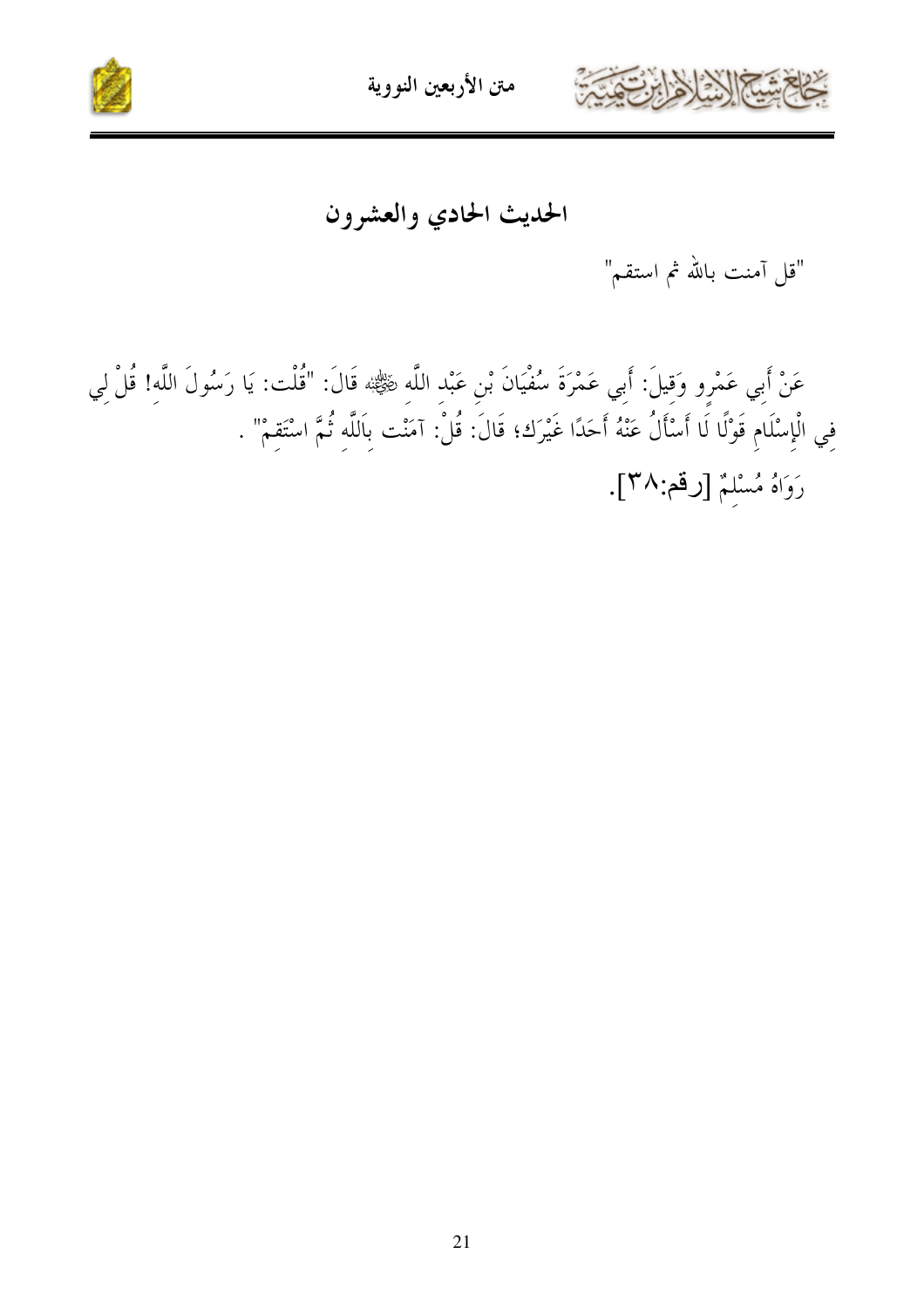# الحديث الحادي والعشرون

"قل آمنت بالله ثم استقم"

عَنْ أَبِي عَمْرٍو وَقِيلَ: أَبِي عَمْرَةَ سُفْيَانَ بْنِ عَبْدِ اللَّهِ ﷺ قَالَ: "قُلْت: يَا رَسُولَ اللَّهِ! قُلْ لِي فِي الْإِسْلَامِ قَوْلًا لَا أَسْأَلُ عَنْهُ أَحَدًا غَيْرَك؛ قَالَ: قُلْ: آمَنْت بِاَللَّهِ ثُمَّ اسْتَقِمْ" .

رَوَاهُ مُسْلِمٌ [رقم:٣٨].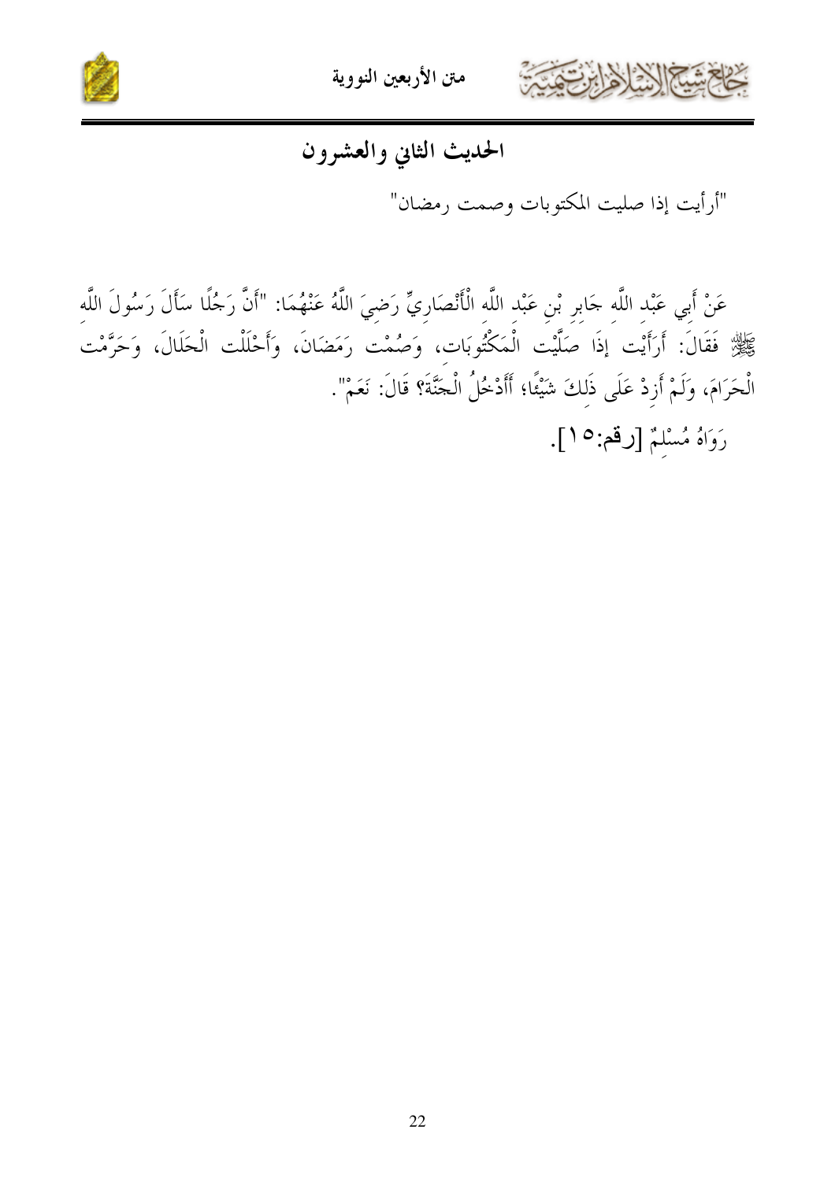## الحديث الثاني والعشرون

"أرأيت إذا صليت المكتوبات وصمت رمضان"

عَنْ أَبِي عَبْدِ اللَّه جَابِرِ بْنِ عَبْدِ اللَّه الْأَنْصَارِيِّ رَضِيَ اللَّهُ عَنْهُمَا: "أَنَّ رَجُلًا سَأَلَ رَسُولَ اللَّه ﷺ فَقَالَ: أَرَأَيْت إذَا صَلَّيْت الْمَكْتُوبَات، وَصُمْت رَمَضَانَ، وَأَحْلَلْت الْحَلَالَ، وَحَرَّمْت الْحَرَامَ، وَلَمْ أَزِدْ عَلَى ذَلِكَ شَيْئًا؛ أَأَدْخُلُ الْجَنَّةَ؟ قَالَ: نَعَمْ".

رَوَاهُ مُسْلِمٌ [رقم:١٥].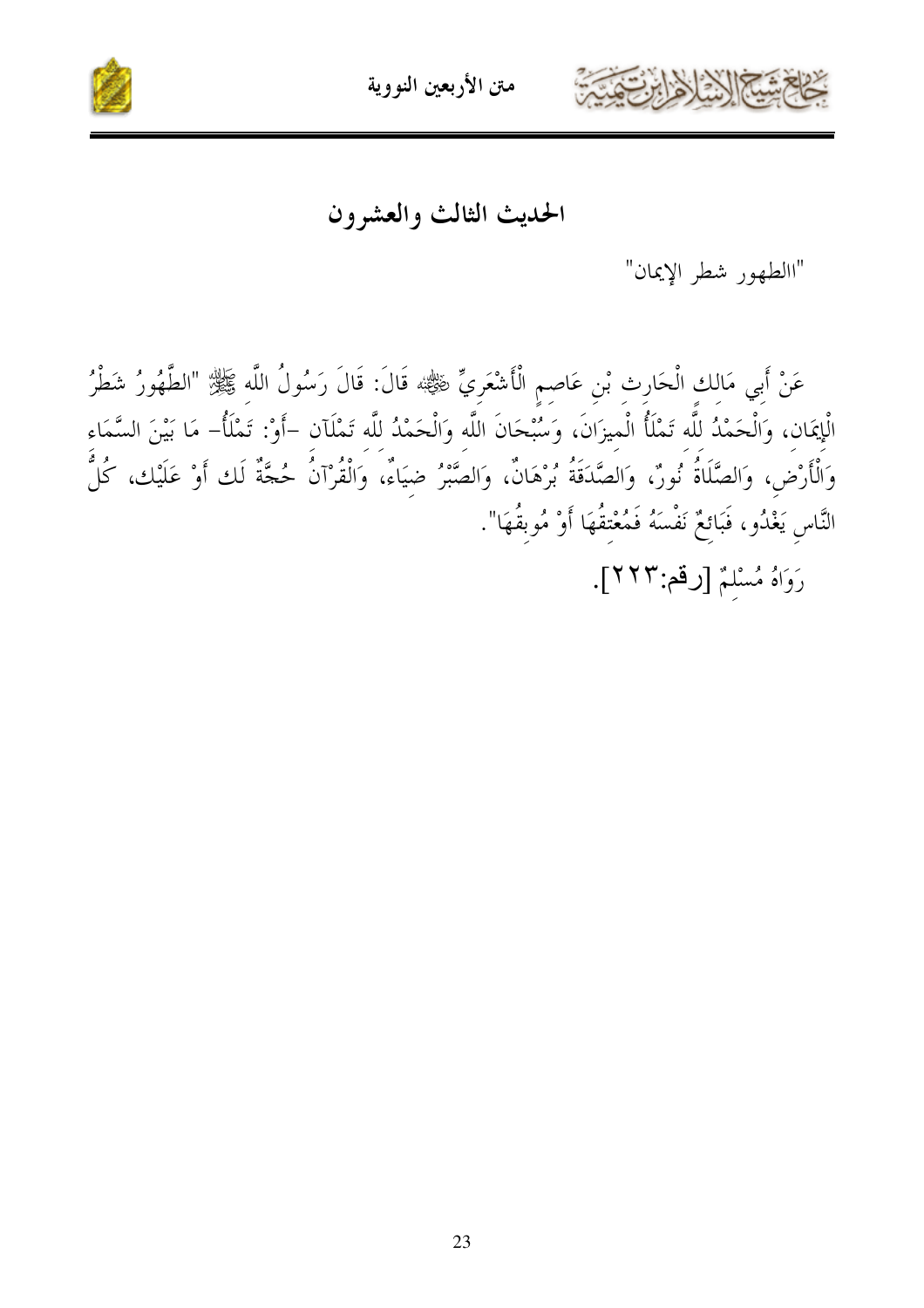## الحديث الثالث والعشرون

"االطهور شطر الإيمان"

عَنْ أَبِي مَالِك الْحَارِث بْنِ عَاصِمٍ الْأَشْعَرِيِّ ﷺ قَالَ: قَالَ رَسُولُ اللَّه ﷺ "الطَّهُورُ شَطْرُ الْإِيمَانِ، وَالْحَمْدُ لِلَّهِ تَمْلَأُ الْمِيزَانَ، وَسُبْحَانَ اللَّهِ وَالْحَمْدُ لِلَّهِ تَمْلَآنِ -أَوْ: تَمْلَأُ- مَا بَيْنَ السَّمَاءِ وَالْأَرْضِ، وَالصَّلَاةُ نُورٌ، وَالصَّدَقَةُ بُرْهَانٌ، وَالصَّبْرُ ضِيَاءٌ، وَالْقُرْآنُ حُجَّةٌ لَك أَوْ عَلَيْك، كُلُّ النَّاسِ يَغْدُو، فَبَائِعٌ نَفْسَهُ فَمُعْتِقُهَا أَوْ مُوبِقُهَا".

رَوَاهُ مُسْلِمٌ [رقم:٢٢٣].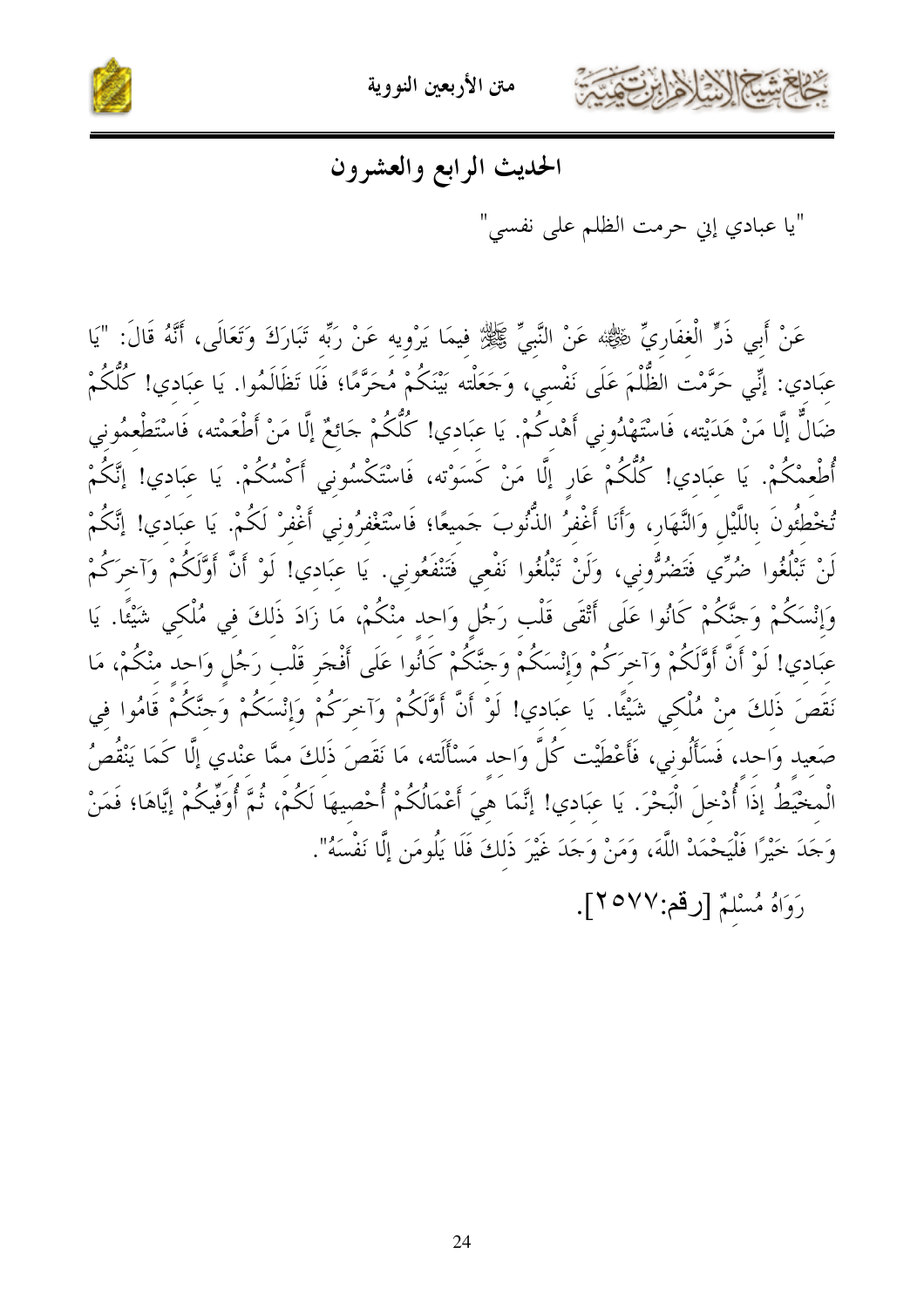## الحديث الرابع والعشرون

"يا عبادي إني حرمت الظلم على نفسي"

عَنْ أَبِي ذَرٍّ الْغِفَارِيِّ ﷺ عَنْ النَّبِيِّ ﷺ فِيمَا يَرْوِيهِ عَنْ رَبِّهِ تَبَارَكَ وَتَعَالَى، أَنَّهُ قَالَ: "يَا عِبَادِي: إنِّي حَرَّمْت الظُّلْمَ عَلَى نَفْسِي، وَجَعَلْته بَيْنَكُمْ مُحَرَّمًا؛ فَلَا تَظَالَمُوا. يَا عِبَادِي! كُلُّكُمْ ضَالٌّ إلَّا مَنْ هَدَيْته، فَاسْتَهْدُونِي أَهْدِكُمْ. يَا عِبَادِي! كُلُّكُمْ جَائِعٌ إلَّا مَنْ أَطْعَمْته، فَاسْتَطْعِمُونِي أُطْعِمْكُمْ. يَا عِبَادِي! كُلُّكُمْ عَارٍ إلَّا مَنْ كَسَوْته، فَاسْتَكْسُونِي أَكْسُكُمْ. يَا عِبَادِي! إنَّكُمْ تُخْطِئُونَ بِاللَّيْلِ وَالنَّهَارِ، وَأَنَا أَغْفِرُ الذُّنُوبَ جَمِيعًا؛ فَاسْتَغْفِرُونِي أَغْفِرْ لَكُمْ. يَا عِبَادِي! إنَّكُمْ لَنْ تَبْلُغُوا ضُرِّي فَتَضُرُّونِي، وَلَنْ تَبْلُغُوا نَفْعِي فَتَنْفَعُونِي. يَا عِبَادِي! لَوْ أَنَّ أَوَّلَكُمْ وَآخِرَكُمْ وَإِنْسَكُمْ وَجِنَّكُمْ كَانُوا عَلَى أَتْقَى قَلْبِ رَجُلٍ وَاحِدٍ مِنْكُمْ، مَا زَادَ ذَلِكَ فِي مُلْكِي شَيْئًا. يَا عِبَادِي! لَوْ أَنَّ أَوَّلَكُمْ وَآخِرَكُمْ وَإِنْسَكُمْ وَجِنَّكُمْ كَانُوا عَلَى أَفْجَرِ قَلْبِ رَجُلٍ وَاحِدٍ مِنْكُمْ، مَا نَقَصَ ذَلِكَ مِنْ مُلْكِي شَيْئًا. يَا عِبَادِي! لَوْ أَنَّ أَوَّلَكُمْ وَآخِرَكُمْ وَإِنْسَكُمْ وَجِنَّكُمْ قَامُوا فِي صَعِيدٍ وَاحِدٍ، فَسَأَلُونِي، فَأَعْطَيْت كُلَّ وَاحِدٍ مَسْأَلَته، مَا نَقَصَ ذَلِكَ مِمَّا عِنْدِي إلَّا كَمَا يَنْقُصُ الْمِخْيَطُ إذَا أُدْخِلَ الْبَحْرَ. يَا عِبَادِي! إنَّمَا هِيَ أَعْمَالُكُمْ أُحْصِيهَا لَكُمْ، ثُمَّ أُوَفِّيكُمْ إيَّاهَا؛ فَمَنْ وَجَدَ خَيْرًا فَلْيَحْمَدْ اللَّهَ، وَمَنْ وَجَدَ غَيْرَ ذَلِكَ فَلَا يَلُومَن إلَّا نَفْسَهُ".

رَوَاهُ مُسْلِمٌ [رقم:٢٥٧٧].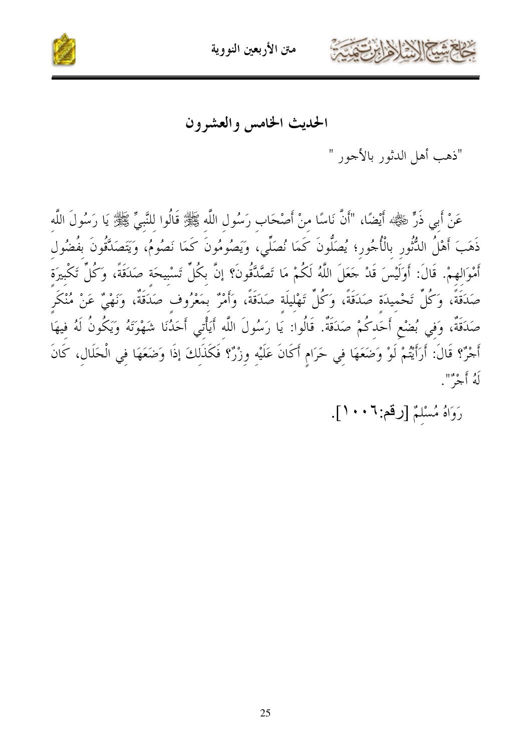## الحديث الخامس والعشرون

"ذهب أهل الدثور بالأجور "

عَنْ أَبِي ذَرٍّ ﷺ أَيْضًا، "أَنَّ نَاسًا مِنْ أَصْحَابِ رَسُولِ اللَّهِ ﷺ قَالُوا لِلنَّبِيِّ ﷺ يَا رَسُولَ اللَّهِ ذَهَبَ أَهْلُ الدُّثُورِ بِالْأُجُورِ؛ يُصَلُّونَ كَمَا نُصَلِّي، وَيَصُومُونَ كَمَا نَصُومُ، وَيَتَصَدَّقُونَ بِفُضُولِ أَمْوَالِهِمْ. قَالَ: أَوَلَيْسَ قَدْ جَعَلَ اللَّهُ لَكُمْ مَا تَصَّدَّقُونَ؟ إنَّ بِكُلِّ تَسْبِيحَةٍ صَدَقَةً، وَكُلِّ تَكْبِيرَةٍ صَدَقَةً، وَكُلِّ تَحْمِيدَةٍ صَدَقَةً، وَكُلِّ تَهْلِيلَةٍ صَدَقَةً، وَأَمْرٌ بِمَعْرُوفٍ صَدَقَةٌ، وَنَهْيٌ عَنْ مُنْكَرٍ صَدَقَةٌ، وَفِي بُضْعِ أَحَدِكُمْ صَدَقَةٌ. قَالُوا: يَا رَسُولَ اللَّهِ أَيَأْتِي أَحَدُنَا شَهْوَتَهُ وَيَكُونُ لَهُ فِيهَا أَجْرٌ؟ قَالَ: أَرَأَيْتُمْ لَوْ وَضَعَهَا فِي حَرَامٍ أَكَانَ عَلَيْهِ وِزْرٌ؟ فَكَذَلِكَ إذَا وَضَعَهَا فِي الْحَلَالِ، كَانَ لَهُ أَجْرٌ".

رَوَاهُ مُسْلِمٌ [رقم:١٠٠٦].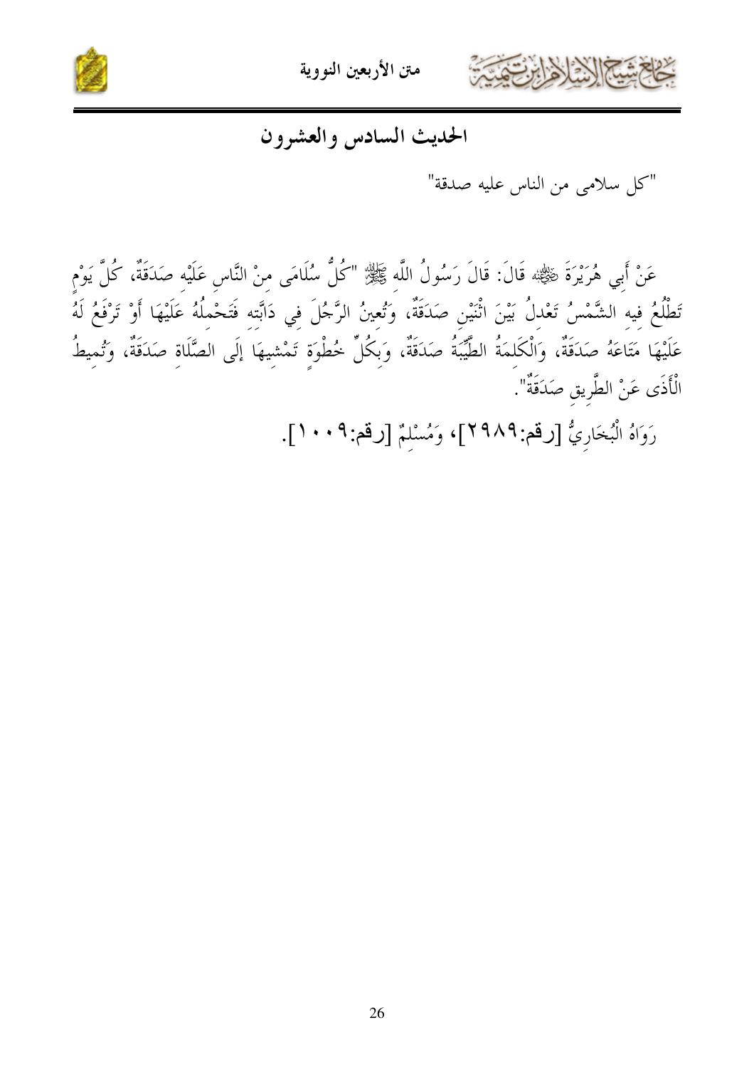## الحديث السادس والعشرون

"كل سلامى من الناس عليه صدقة"

عَنْ أَبِي هُرَيْرَةَ ﵁ قَالَ: قَالَ رَسُولُ اللَّهِ ﷺ "كُلُّ سُلَامَى مِنْ النَّاسِ عَلَيْهِ صَدَقَةٌ، كُلَّ يَوْمٍ تَطْلُعُ فِيهِ الشَّمْسُ تَعْدِلُ بَيْنَ اثْنَيْنِ صَدَقَةٌ، وَتُعِينُ الرَّجُلَ فِي دَابَّتِه فَتَحْمِلُهُ عَلَيْهَا أَوْ تَرْفَعُ لَهُ عَلَيْهَا مَتَاعَهُ صَدَقَةٌ، وَالْكَلِمَةُ الطَّيِّبَةُ صَدَقَةٌ، وَبِكُلِّ خُطْوَةٍ تَمْشِيهَا إلَى الصَّلَاةِ صَدَقَةٌ، وَتُمِيطُ الْأَذَى عَنْ الطَّرِيقِ صَدَقَةٌ".

رَوَاهُ الْبُخَارِيُّ [رقم:٢٩٨٩]، وَمُسْلِمٌ [رقم:١٠٠٩].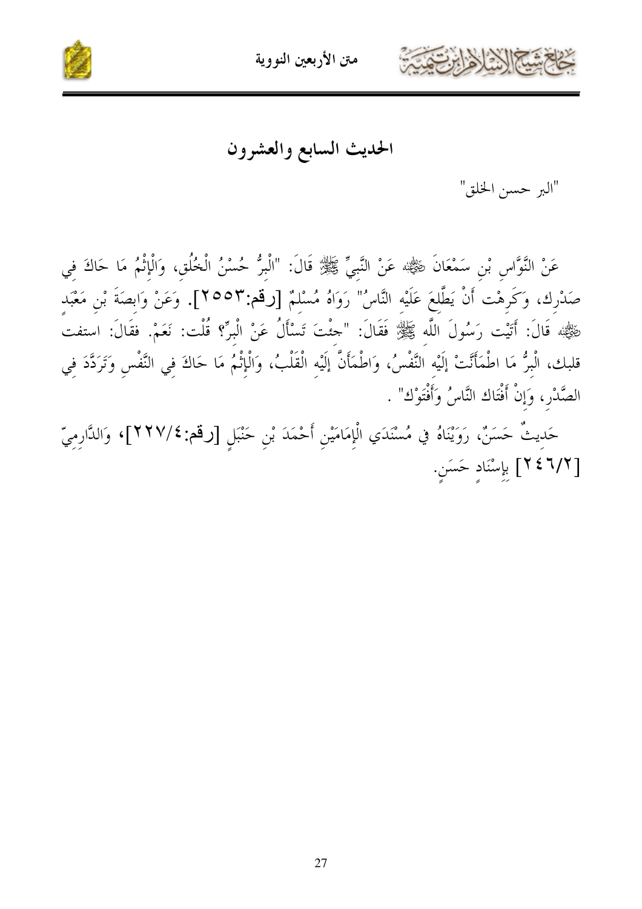## الحديث السابع والعشرون

"البر حسن الخلق"

عَنْ النَّوَّاسِ بْنِ سَمْعَانَ ﷺ عَنْ النَّبِيِّ ﷺ قَالَ: "الْبِرُّ حُسْنُ الْخُلُقِ، وَالْإِثْمُ مَا حَاكَ فِي صَدْرِك، وَكَرِهْت أَنْ يَطَّلِعَ عَلَيْهِ النَّاسُ" رَوَاهُ مُسْلِمٌ [رقم:٢٥٥٣]. وَعَنْ وَابِصَةَ بْنِ مَعْبَدٍ ﷺ قَالَ: أَتَيْت رَسُولَ اللَّهِ ﷺ فَقَالَ: "جِئْتَ تَسْأَلُ عَنْ الْبِرِّ؟ قُلْت: نَعَمْ. فقَالَ: استفت قلبك، الْبِرُّ مَا اطْمَأَنَّتْ إلَيْهِ النَّفْسُ، وَاطْمَأَنَّ إلَيْهِ الْقَلْبُ، وَالْإِثْمُ مَا حَاكَ فِي النَّفْسِ وَتَرَدَّدَ فِي الصَّدْرِ، وَإِنْ أَفْتَاك النَّاسُ وَأَفْتَوْك" .

حَدِيثٌ حَسَنٌ، رَوَيْنَاهُ فِي مُسْنَدَي الْإِمَامَيْنِ أَحْمَدَ بْنِ حَنْبَلٍ [رقم:٤/٢٢٧]، وَالدَّارِمِيّ [٢/٢٤٦] بِإِسْنَادٍ حَسَنٍ.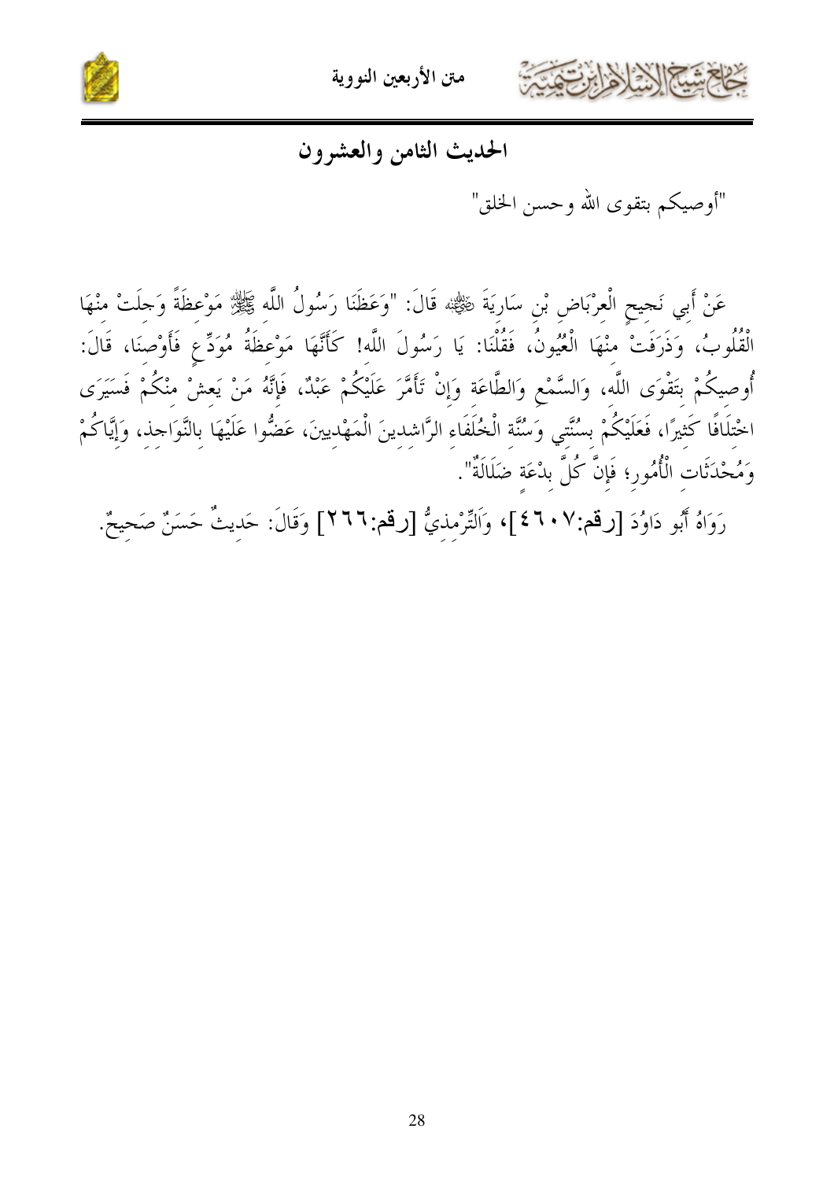## الحديث الثامن والعشرون

"أوصيكم بتقوى الله وحسن الخلق"

عَنْ أَبِي نَجِيحٍ الْعِرْبَاضِ بْنِ سَارِيَةَ ﷺ قَالَ: "وَعَظَنَا رَسُولُ اللَّهِ ﷺ مَوْعِظَةً وَجِلَتْ مِنْهَا الْقُلُوبُ، وَذَرَفَتْ مِنْهَا الْعُيُونُ، فَقُلْنَا: يَا رَسُولَ اللَّهِ! كَأَنَّهَا مَوْعِظَةُ مُوَدِّعٍ فَأَوْصِنَا، قَالَ: أُوصِيكُمْ بِتَقْوَى اللَّهِ، وَالسَّمْعِ وَالطَّاعَةِ وَإِنْ تَأَمَّرَ عَلَيْكُمْ عَبْدٌ، فَإِنَّهُ مَنْ يَعِشْ مِنْكُمْ فَسَيَرَى اخْتِلَافًا كَثِيرًا، فَعَلَيْكُمْ بِسُنَّتِي وَسُنَّةِ الْخُلَفَاءِ الرَّاشِدِينَ الْمَهْدِيِّينَ، عَضُّوا عَلَيْهَا بِالنَّوَاجِذِ، وَإِيَّاكُمْ وَمُحْدَثَاتِ الْأُمُورِ؛ فَإِنَّ كُلَّ بِدْعَةٍ ضَلَالَةٌ".

رَوَاهُ أَبُو دَاوُدَ [رقم:٤٦٠٧]، وَالتِّرْمِذِيُّ [رقم:٢٦٦] وَقَالَ: حَدِيثٌ حَسَنٌ صَحِيحٌ.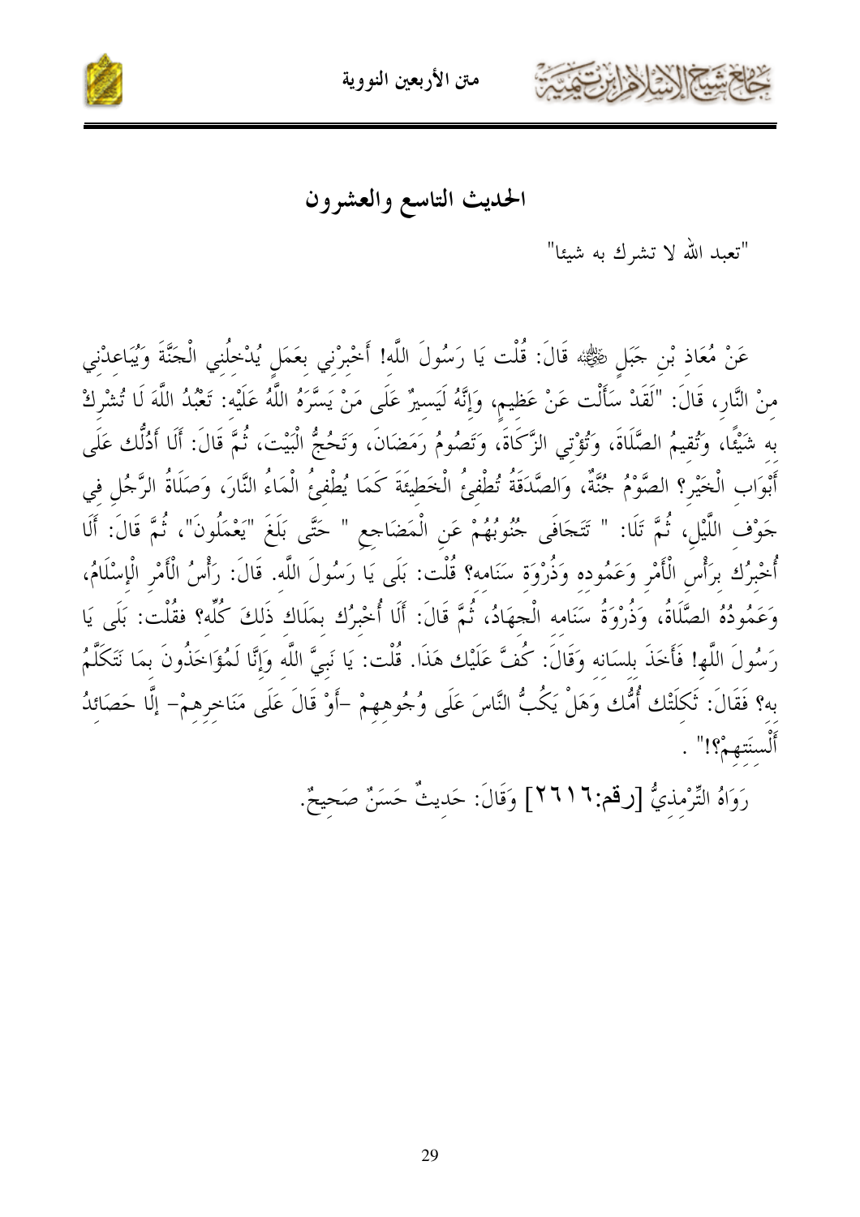## الحديث التاسع والعشرون

"تعبد الله لا تشرك به شيئا"

عَنْ مُعَاذ بْنِ جَبَلٍ ﷺ قَالَ: قُلْت يَا رَسُولَ اللَّه! أَخْبِرْنِي بِعَمَلٍ يُدْخِلُنِي الْجَنَّةَ وَيُبَاعِدْنِي مِنْ النَّارِ، قَالَ: "لَقَدْ سَأَلْت عَنْ عَظِيمٍ، وَإِنَّهُ لَيَسِيرٌ عَلَى مَنْ يَسَّرَهُ اللَّهُ عَلَيْهِ: تَعْبُدُ اللَّهَ لَا تُشْرِكْ بِهِ شَيْئًا، وَتُقِيمُ الصَّلَاةَ، وَتُؤْتِي الزَّكَاةَ، وَتَصُومُ رَمَضَانَ، وَتَحُجُّ الْبَيْتَ، ثُمَّ قَالَ: أَلَا أَدُلُّك عَلَى أَبْوَابِ الْخَيْرِ؟ الصَّوْمُ جُنَّةٌ، وَالصَّدَقَةُ تُطْفِئُ الْخَطِيئَةَ كَمَا يُطْفِئُ الْمَاءُ النَّارَ، وَصَلَاةُ الرَّجُلِ فِي جَوْفِ اللَّيْلِ، ثُمَّ تَلَا: " تَتَجَافَى جُنُوبُهُمْ عَنِ الْمَضَاجِعِ " حَتَّى بَلَغَ "يَعْمَلُونَ"، ثُمَّ قَالَ: أَلَا أُخْبِرُك بِرَأْسِ الْأَمْرِ وَعَمُودِهِ وَذُرْوَةِ سَنَامِهِ؟ قُلْت: بَلَى يَا رَسُولَ اللَّهِ. قَالَ: رَأْسُ الْأَمْرِ الْإِسْلَامُ، وَعَمُودُهُ الصَّلَاةُ، وَذُرْوَةُ سَنَامِهِ الْجِهَادُ، ثُمَّ قَالَ: أَلَا أُخْبِرُك بِمَلَاكِ ذَلِكَ كُلِّهِ؟ فقُلْت: بَلَى يَا رَسُولَ اللَّهِ! فَأَخَذَ بِلِسَانِهِ وَقَالَ: كُفَّ عَلَيْك هَذَا. قُلْت: يَا نَبِيَّ اللَّهِ وَإِنَّا لَمُؤَاخَذُونَ بِمَا نَتَكَلَّمُ بِهِ؟ فَقَالَ: ثَكِلَتْك أُمُّك وَهَلْ يَكُبُّ النَّاسَ عَلَى وُجُوهِهِمْ -أَوْ قَالَ عَلَى مَنَاخِرِهِمْ- إلَّا حَصَائِدُ أَلْسِنَتِهِمْ؟!" .

رَوَاهُ التِّرْمِذِيُّ [رقم:٢٦١٦] وَقَالَ: حَدِيثٌ حَسَنٌ صَحِيحٌ.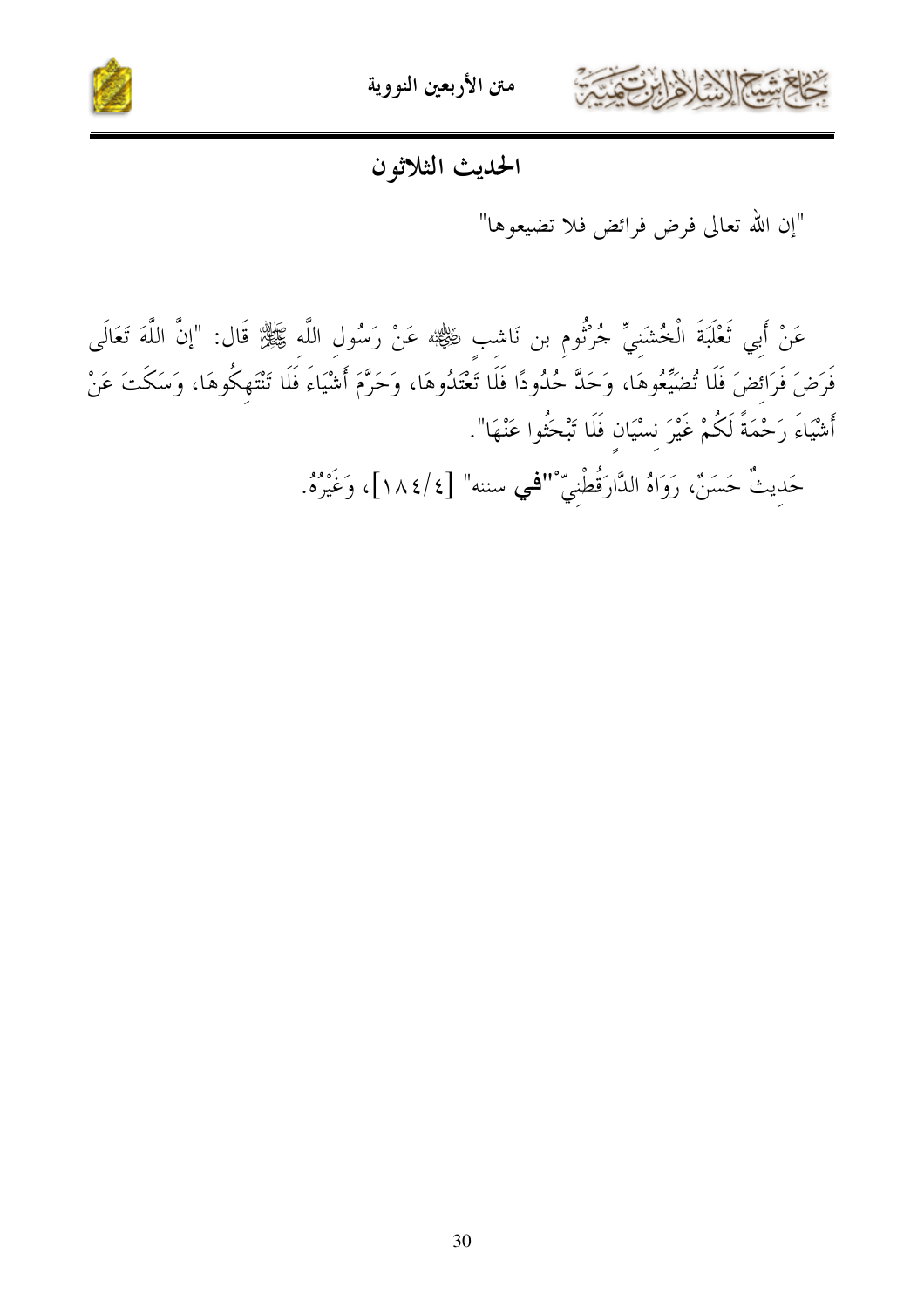## الحديث الثلاثون

"إن الله تعالى فرض فرائض فلا تضيعوها"

عَنْ أَبِي ثَعْلَبَةَ الْخُشَنِيِّ جُرْثُومِ بن نَاشبٍ ﷺ عَنْ رَسُولِ اللَّهِ ﷺ قَال: "إنَّ اللَّهَ تَعَالَى فَرَضَ فَرَائِضَ فَلَا تُضَيِّعُوهَا، وَحَدَّ حُدُودًا فَلَا تَعْتَدُوهَا، وَحَرَّمَ أَشْيَاءَ فَلَا تَنْتَهِكُوهَا، وَسَكَتَ عَنْ أَشْيَاءَ رَحْمَةً لَكُمْ غَيْرَ نِسْيَانٍ فَلَا تَبْحَثُوا عَنْهَا".

حَدِيثٌ حَسَنٌ، رَوَاهُ الدَّارَقُطْنِيّ"**في** سننه" [١٨٤/٤]، وَغَيْرُهُ.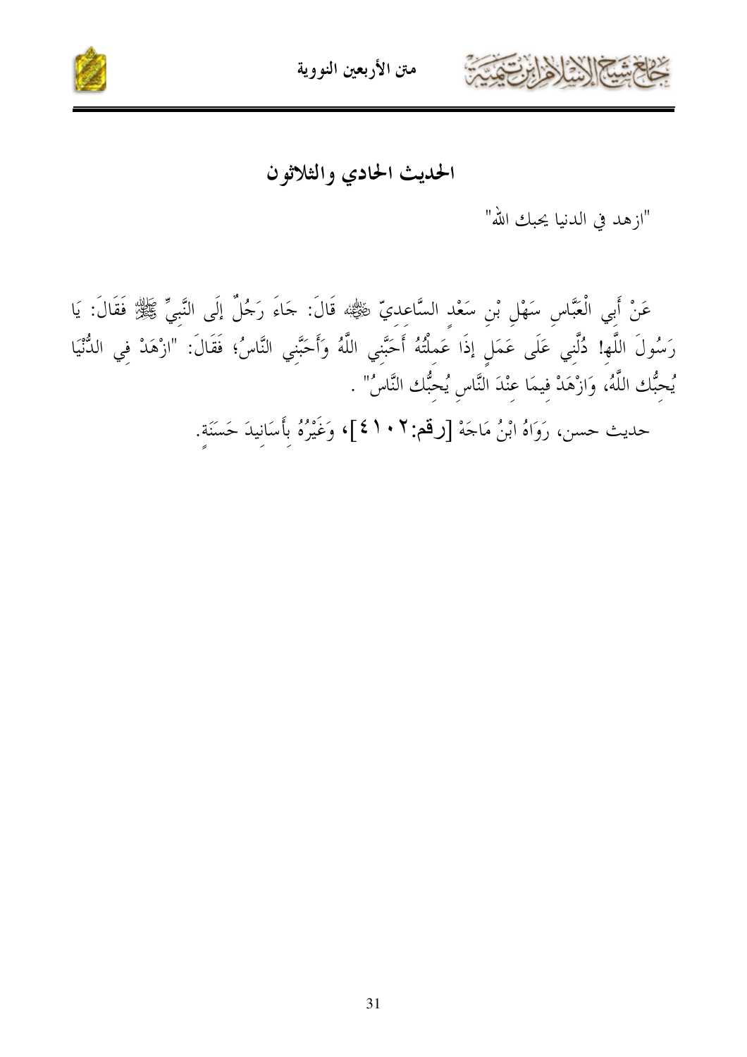## الحديث الحادي والثلاثون

"ازهد في الدنيا يحبك الله"

عَنْ أَبِي الْعَبَّاسِ سَهْلِ بْنِ سَعْدٍ السَّاعِدِيّ ﷺ قَالَ: جَاءَ رَجُلٌ إلَى النَّبِيِّ ﷺ فَقَالَ: يَا رَسُولَ اللَّهِ! دُلَّنِي عَلَى عَمَلٍ إذَا عَمِلْتُهُ أَحَبَّنِي اللَّهُ وَأَحَبَّنِي النَّاسُ؛ فَقَالَ: "ازْهَدْ فِي الدُّنْيَا يُحِبُّك اللَّهُ، وَازْهَدْ فِيمَا عِنْدَ النَّاسِ يُحِبُّك النَّاسُ" .

حديث حسن، رَوَاهُ ابْنُ مَاجَهْ [رقم:٤١٠٢]، وَغَيْرُهُ بِأَسَانِيدَ حَسَنَةٍ.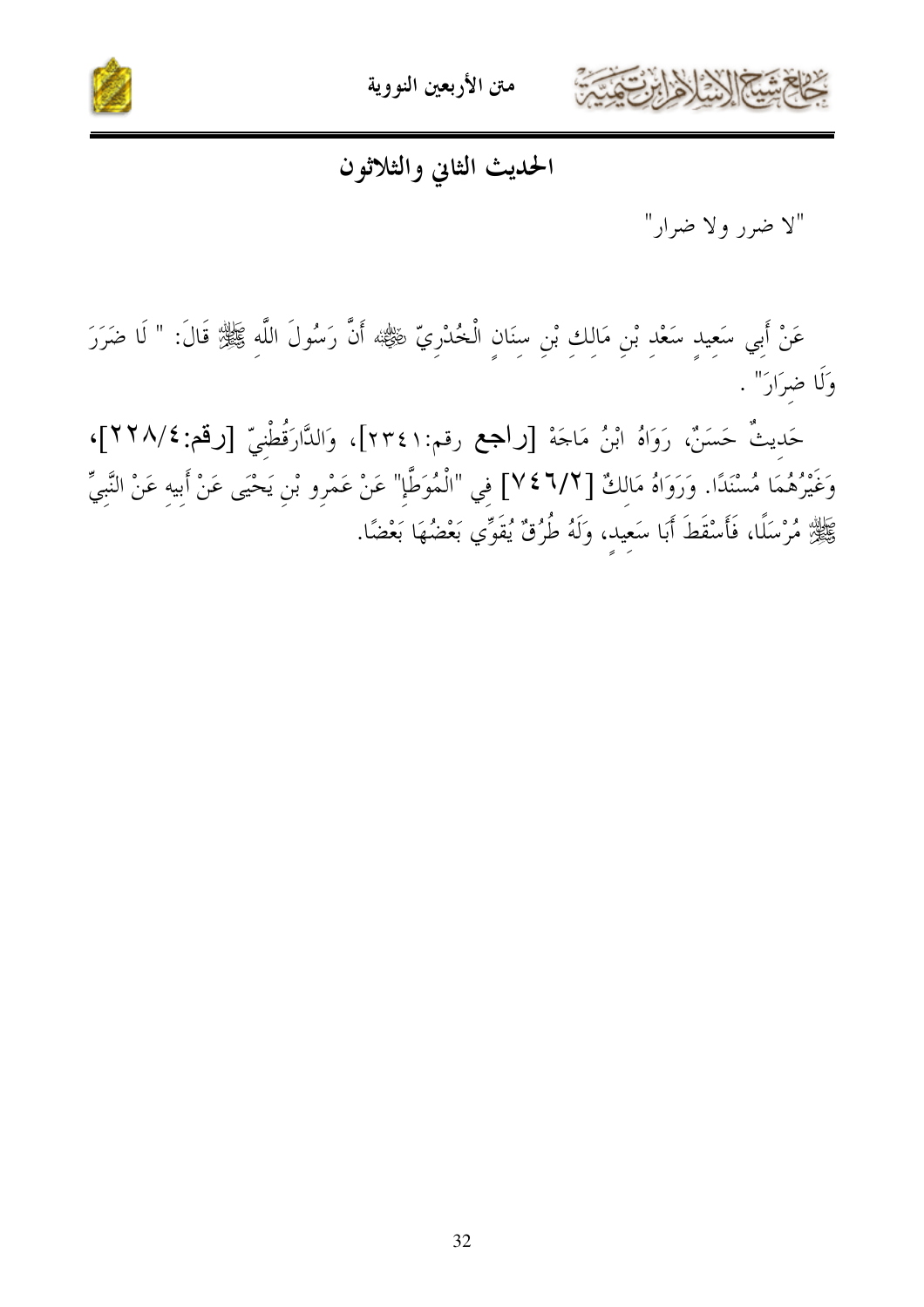## الحديث الثاني والثلاثون

"لا ضرر ولا ضرار"

عَنْ أَبِي سَعِيدٍ سَعْدِ بْنِ مَالِكِ بْنِ سِنَانٍ الْخُدْرِيِّ ﷺ أَنَّ رَسُولَ اللَّهِ ﷺ قَالَ: " لَا ضَرَرَ وَلَا ضِرَارَ" .

حَدِيثٌ حَسَنٌ، رَوَاهُ ابْنُ مَاجَهْ [راجع رقم:٢٣٤١]، وَالدَّارَقُطْنِيّ [رقم:٤/٢٢٨]، وَغَيْرُهُمَا مُسْنَدًا. وَرَوَاهُ مَالِكٌ [٢/٧٤٦] فِي "الْمُوَطَّإِ" عَنْ عَمْرِو بْنِ يَحْيَى عَنْ أَبِيهِ عَنْ النَّبِيِّ ﷺ مُرْسَلًا، فَأَسْقَطَ أَبَا سَعِيدٍ، وَلَهُ طُرُقٌ يُقَوِّي بَعْضُهَا بَعْضًا.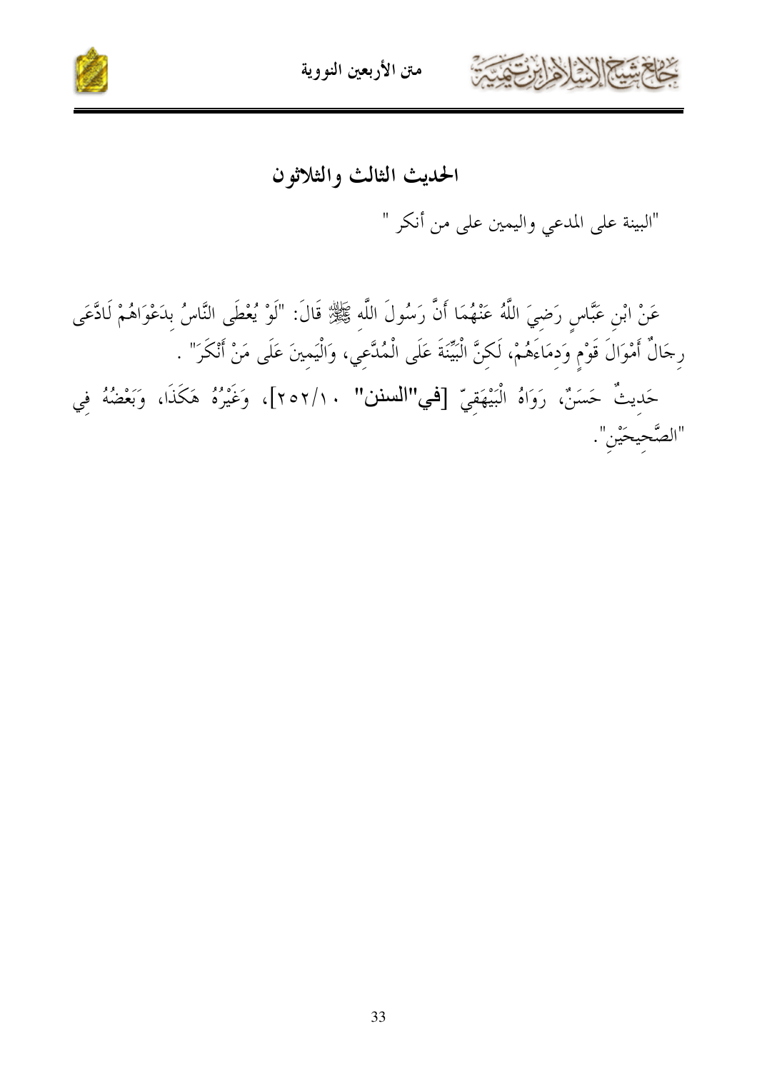## الحديث الثالث والثلاثون

"البينة على المدعي واليمين على من أنكر "

عَنْ ابْنِ عَبَّاسٍ رَضِيَ اللَّهُ عَنْهُمَا أَنَّ رَسُولَ اللَّهِ ﷺ قَالَ: "لَوْ يُعْطَى النَّاسُ بِدَعْوَاهُمْ لَادَّعَى رِجَالٌ أَمْوَالَ قَوْمٍ وَدِمَاءَهُمْ، لَكِنَّ الْبَيِّنَةَ عَلَى الْمُدَّعِي، وَالْيَمِينَ عَلَى مَنْ أَنْكَرَ" .

حَدِيثٌ حَسَنٌ، رَوَاهُ الْبَيْهَقِيّ [**في"السنن"** ١٠/٢٥٢]، وَغَيْرُهُ هَكَذَا، وَبَعْضُهُ فِي "الصَّحِيحَيْنِ".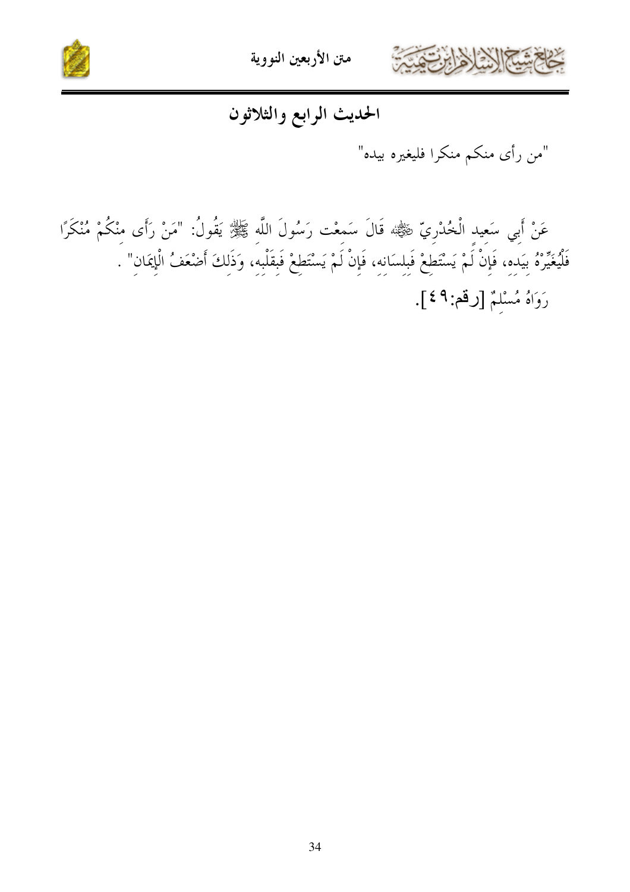## الحديث الرابع والثلاثون

"من رأى منكم منكرا فليغيره بيده"

عَنْ أَبِي سَعِيدٍ الْخُدْرِيِّ رضي الله عنه قَالَ سَمِعْت رَسُولَ اللَّهِ ﷺ يَقُولُ: "مَنْ رَأَى مِنْكُمْ مُنْكَرًا فَلْيُغَيِّرْهُ بِيَدِهِ، فَإِنْ لَمْ يَسْتَطِعْ فَبِلِسَانِهِ، فَإِنْ لَمْ يَسْتَطِعْ فَبِقَلْبِهِ، وَذَلِكَ أَضْعَفُ الْإِيمَانِ" .

رَوَاهُ مُسْلِمٌ [رقم:٤٩].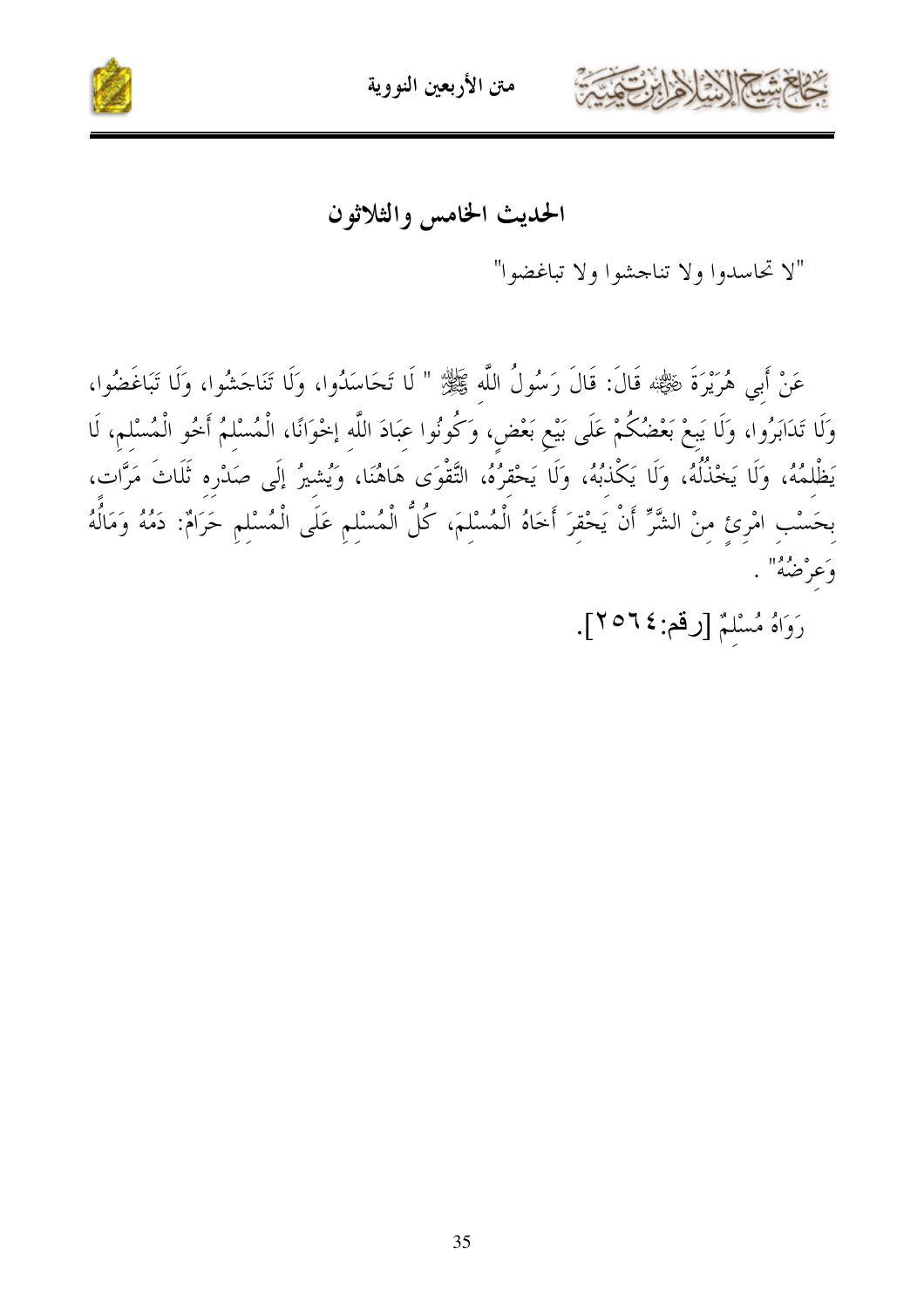## الحديث الخامس والثلاثون

"لا تحاسدوا ولا تناجشوا ولا تباغضوا"

عَنْ أَبِي هُرَيْرَةَ ﷺ قَالَ: قَالَ رَسُولُ اللَّهِ ﷺ " لَا تَحَاسَدُوا، وَلَا تَنَاجَشُوا، وَلَا تَبَاغَضُوا، وَلَا تَدَابَرُوا، وَلَا يَبِعْ بَعْضُكُمْ عَلَى بَيْعِ بَعْضٍ، وَكُونُوا عِبَادَ اللَّهِ إخْوَانًا، الْمُسْلِمُ أَخُو الْمُسْلِمِ، لَا يَظْلِمُهُ، وَلَا يَخْذُلُهُ، وَلَا يَكْذِبُهُ، وَلَا يَحْقِرُهُ، التَّقْوَى هَاهُنَا، وَيُشِيرُ إلَى صَدْرِهِ ثَلَاثَ مَرَّاتٍ، بِحَسْبِ امْرِئٍ مِنْ الشَّرِّ أَنْ يَحْقِرَ أَخَاهُ الْمُسْلِمَ، كُلُّ الْمُسْلِمِ عَلَى الْمُسْلِمِ حَرَامٌ: دَمُهُ وَمَالُهُ وَعِرْضُهُ" .

رَوَاهُ مُسْلِمٌ [رقم:٢٥٦٤].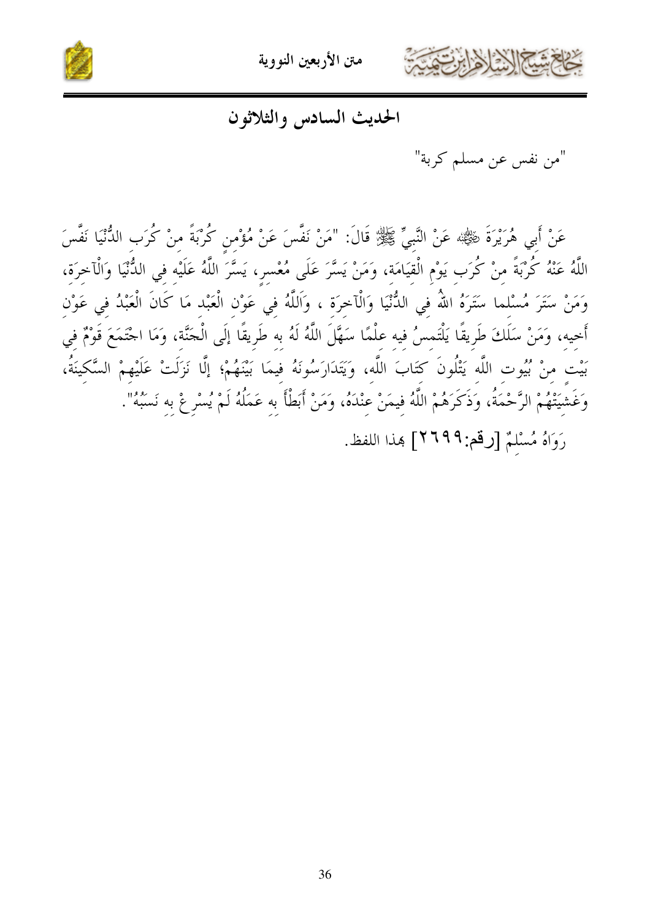## الحديث السادس والثلاثون

"من نفس عن مسلم كربة"

عَنْ أَبِي هُرَيْرَةَ ﷺ عَنْ النَّبِيِّ ﷺ قَالَ: "مَنْ نَفَّسَ عَنْ مُؤْمِنٍ كُرْبَةً مِنْ كُرَبِ الدُّنْيَا نَفَّسَ اللَّهُ عَنْهُ كُرْبَةً مِنْ كُرَبِ يَوْمِ الْقِيَامَةِ، وَمَنْ يَسَّرَ عَلَى مُعْسِرٍ، يَسَّرَ اللَّهُ عَلَيْهِ فِي الدُّنْيَا وَالْآخِرَةِ، وَمَنْ سَتَرَ مُسْلِما سَتَرَهُ اللهُ فِي الدُّنْيَا وَالْآخِرَة ، وَاَللَّهُ فِي عَوْنِ الْعَبْدِ مَا كَانَ الْعَبْدُ فِي عَوْنِ أَخِيهِ، وَمَنْ سَلَكَ طَرِيقًا يَلْتَمِسُ فِيهِ عِلْمًا سَهَّلَ اللَّهُ لَهُ بِهِ طَرِيقًا إلَى الْجَنَّةِ، وَمَا اجْتَمَعَ قَوْمٌ فِي بَيْتٍ مِنْ بُيُوتِ اللَّهِ يَتْلُونَ كِتَابَ اللَّهِ، وَيَتَدَارَسُونَهُ فِيمَا بَيْنَهُمْ؛ إلَّا نَزَلَتْ عَلَيْهِمْ السَّكِينَةُ، وَغَشِيَتْهُمْ الرَّحْمَةُ، وَذَكَرَهُمْ اللَّهُ فِيمَنْ عِنْدَهُ، وَمَنْ أَبَطْأَ بِهِ عَمَلُهُ لَمْ يُسْرِعْ بِهِ نَسَبُهُ".

رَوَاهُ مُسْلِمٌ [رقم:٢٦٩٩] بهذا اللفظ.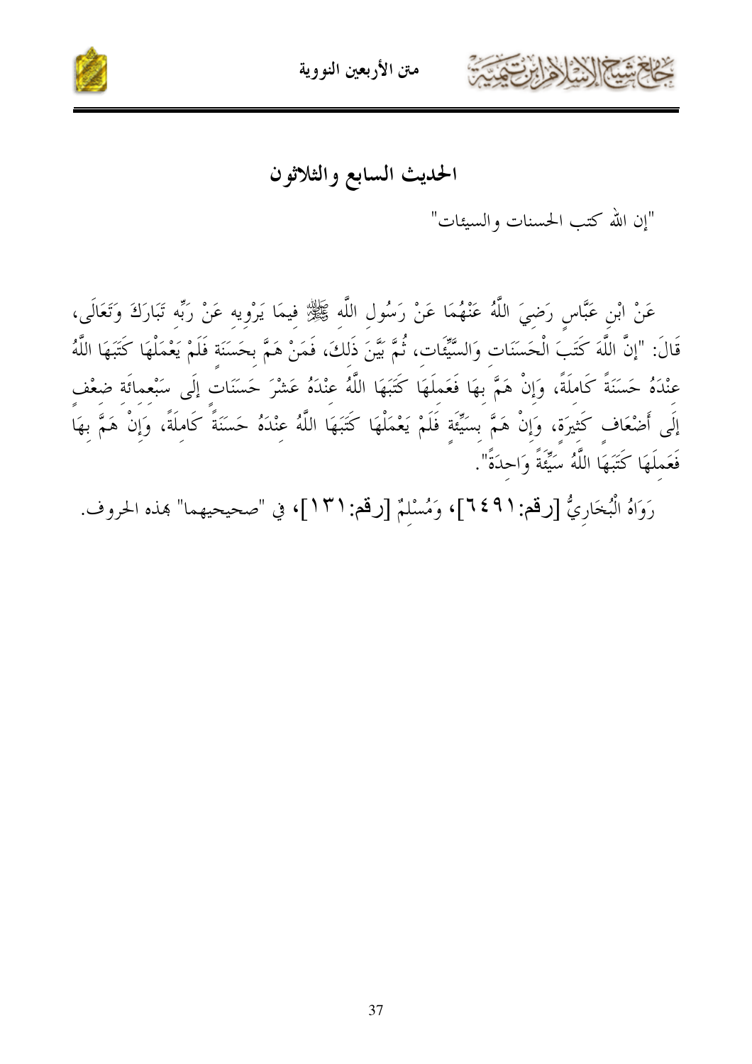## الحديث السابع والثلاثون

"إن الله كتب الحسنات والسيئات"

عَنْ ابْنِ عَبَّاسٍ رَضِيَ اللَّهُ عَنْهُمَا عَنْ رَسُولِ اللَّهِ ﷺ فِيمَا يَرْوِيهِ عَنْ رَبِّهِ تَبَارَكَ وَتَعَالَى، قَالَ: "إنَّ اللَّهَ كَتَبَ الْحَسَنَاتِ وَالسَّيِّئَاتِ، ثُمَّ بَيَّنَ ذَلِكَ، فَمَنْ هَمَّ بِحَسَنَةٍ فَلَمْ يَعْمَلْهَا كَتَبَهَا اللَّهُ عِنْدَهُ حَسَنَةً كَامِلَةً، وَإِنْ هَمَّ بِهَا فَعَمِلَهَا كَتَبَهَا اللَّهُ عِنْدَهُ عَشْرَ حَسَنَاتٍ إلَى سَبْعِمِائَةِ ضِعْفٍ إلَى أَضْعَافٍ كَثِيرَةٍ، وَإِنْ هَمَّ بِسَيِّئَةٍ فَلَمْ يَعْمَلْهَا كَتَبَهَا اللَّهُ عِنْدَهُ حَسَنَةً كَامِلَةً، وَإِنْ هَمَّ بِهَا فَعَمِلَهَا كَتَبَهَا اللَّهُ سَيِّئَةً وَاحِدَةً".

رَوَاهُ الْبُخَارِيُّ [رقم:٦٤٩١]، وَمُسْلِمٌ [رقم:١٣١]، في "صحيحيهما" بهذه الحروف.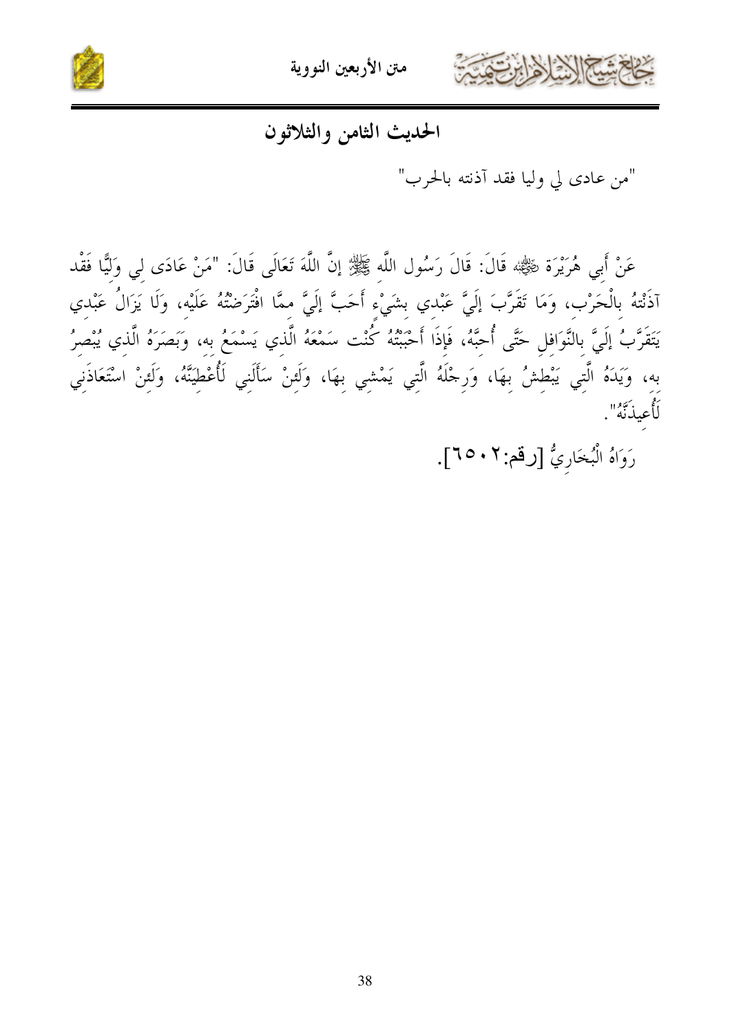## الحديث الثامن والثلاثون

"من عادى لي وليا فقد آذنته بالحرب"

عَنْ أَبِي هُرَيْرَة ﷺ قَالَ: قَالَ رَسُول اللَّه ﷺ إنَّ اللَّهَ تَعَالَى قَالَ: "مَنْ عَادَى لِي وَلِيًّا فَقْد آذَنْتهُ بِالْحَرْبِ، وَمَا تَقَرَّبَ إلَيَّ عَبْدِي بِشَيْءٍ أَحَبَّ إلَيَّ مِمَّا افْتَرَضْتُهُ عَلَيْهِ، وَلَا يَزَالُ عَبْدِي يَتَقَرَّبُ إلَيَّ بِالنَّوَافِلِ حَتَّى أُحِبَّهُ، فَإِذَا أَحْبَبْتُهُ كُنْت سَمْعَهُ الَّذِي يَسْمَعُ بِهِ، وَبَصَرَهُ الَّذِي يُبْصِرُ بِهِ، وَيَدَهُ الَّتِي يَبْطِشُ بِهَا، وَرِجْلَهُ الَّتِي يَمْشِي بِهَا، وَلَئِنْ سَأَلَنِي لَأُعْطِيَنَّهُ، وَلَئِنْ اسْتَعَاذَنِي لَأُعِيذَنَّهُ".

رَوَاهُ الْبُخَارِيُّ [رقم:٦٥٠٢].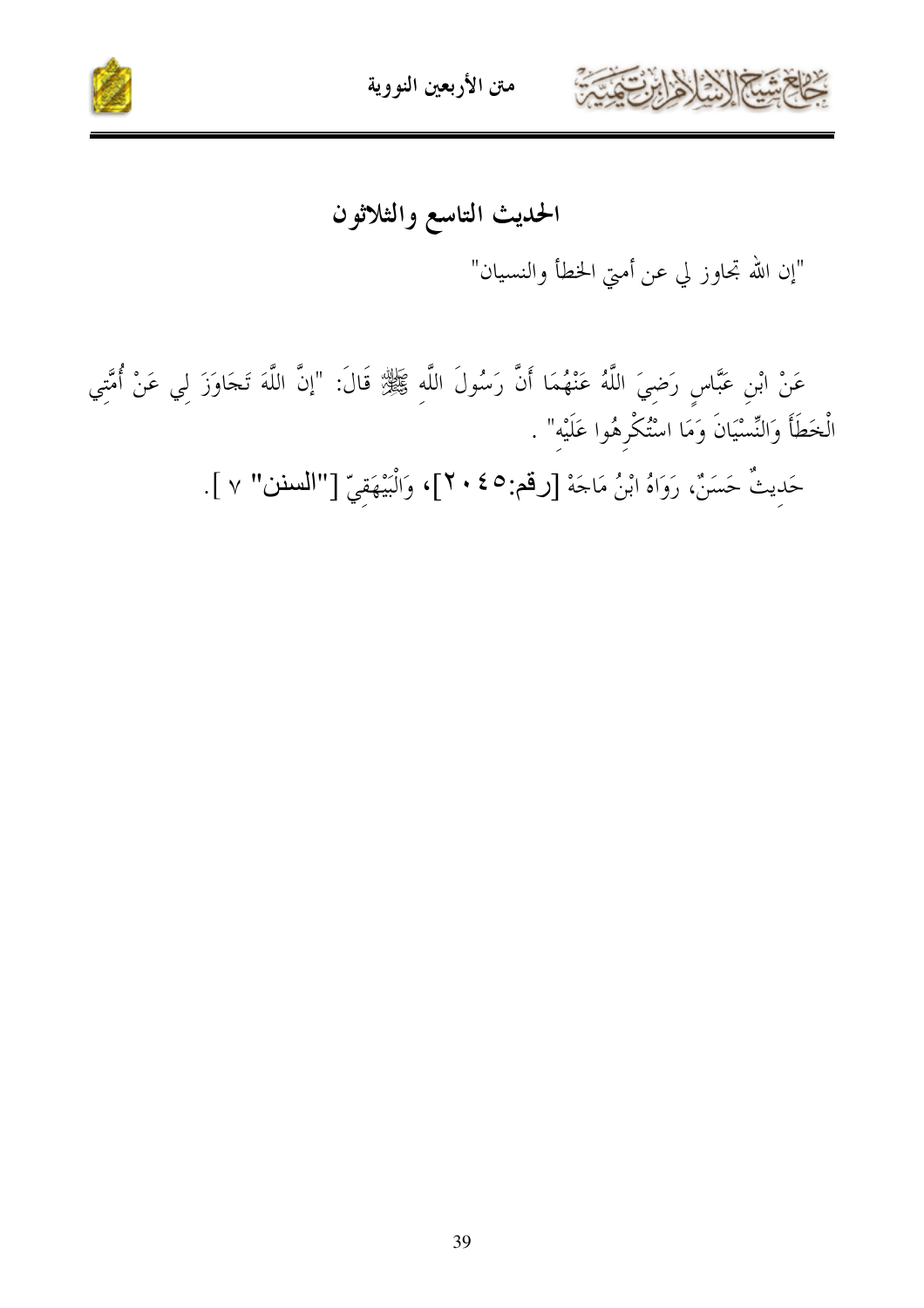## الحديث التاسع والثلاثون

"إن الله تجاوز لي عن أمتي الخطأ والنسيان"

عَنْ ابْنِ عَبَّاسٍ رَضِيَ اللَّهُ عَنْهُمَا أَنَّ رَسُولَ اللَّهِ ﷺ قَالَ: "إنَّ اللَّهَ تَجَاوَزَ لِي عَنْ أُمَّتِي الْخَطَأَ وَالنِّسْيَانَ وَمَا اسْتُكْرِهُوا عَلَيْهِ" .

حَدِيثٌ حَسَنٌ، رَوَاهُ ابْنُ مَاجَهْ [رقم:٢٠٤٥]، وَالْبَيْهَقِيّ ["السنن" ٧ ].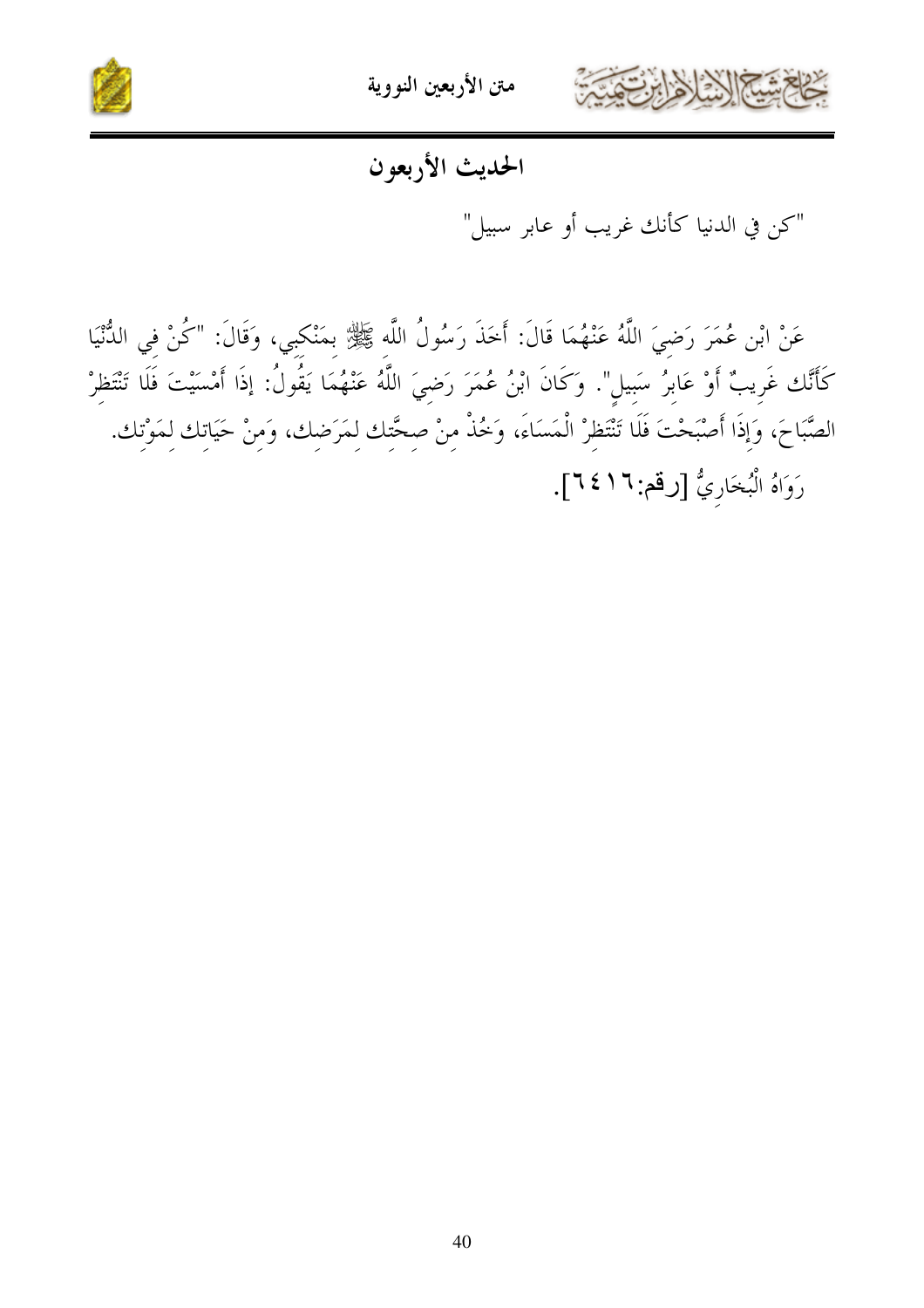## الحديث الأربعون

"كن في الدنيا كأنك غريب أو عابر سبيل"

عَنْ ابْن عُمَرَ رَضِيَ اللَّهُ عَنْهُمَا قَالَ: أَخَذَ رَسُولُ اللَّه ﷺ بمَنْكبي، وَقَالَ: "كُنْ في الدُّنْيَا كَأَنَّك غَرِيبٌ أَوْ عَابرُ سَبيلٍ". وَكَانَ ابْنُ عُمَرَ رَضِيَ اللَّهُ عَنْهُمَا يَقُولُ: إذَا أَمْسَيْتَ فَلَا تَنْتَظِرْ الصَّبَاحَ، وَإِذَا أَصْبَحْتَ فَلَا تَنْتَظِرْ الْمَسَاءَ، وَخُذْ مِنْ صِحَّتك لِمَرَضِك، وَمِنْ حَيَاتِك لِمَوْتِك.

رَوَاهُ الْبُخَارِيُّ [رقم:٦٤١٦].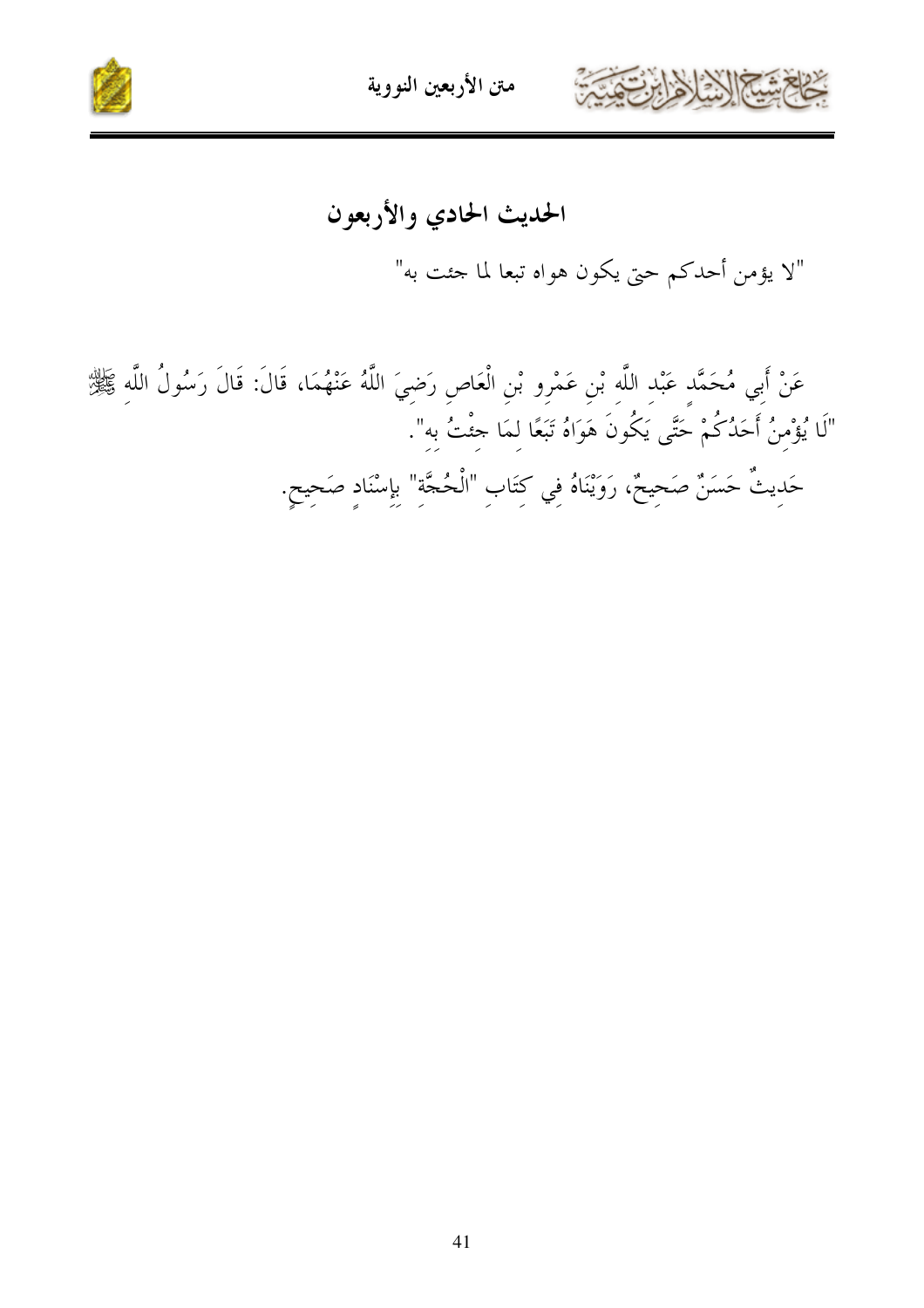## الحديث الحادي والأربعون

"لا يؤمن أحدكم حتى يكون هواه تبعا لما جئت به"

عَنْ أَبِي مُحَمَّدٍ عَبْدِ اللَّهِ بْنِ عَمْرِو بْنِ الْعَاصِ رَضِيَ اللَّهُ عَنْهُمَا، قَالَ: قَالَ رَسُولُ اللَّهِ ﷺ "لَا يُؤْمِنُ أَحَدُكُمْ حَتَّى يَكُونَ هَوَاهُ تَبَعًا لِمَا جِئْتُ بِهِ".

حَدِيثٌ حَسَنٌ صَحِيحٌ، رَوَيْنَاهُ فِي كِتَابِ "الْحُجَّةِ" بِإِسْنَادٍ صَحِيحٍ.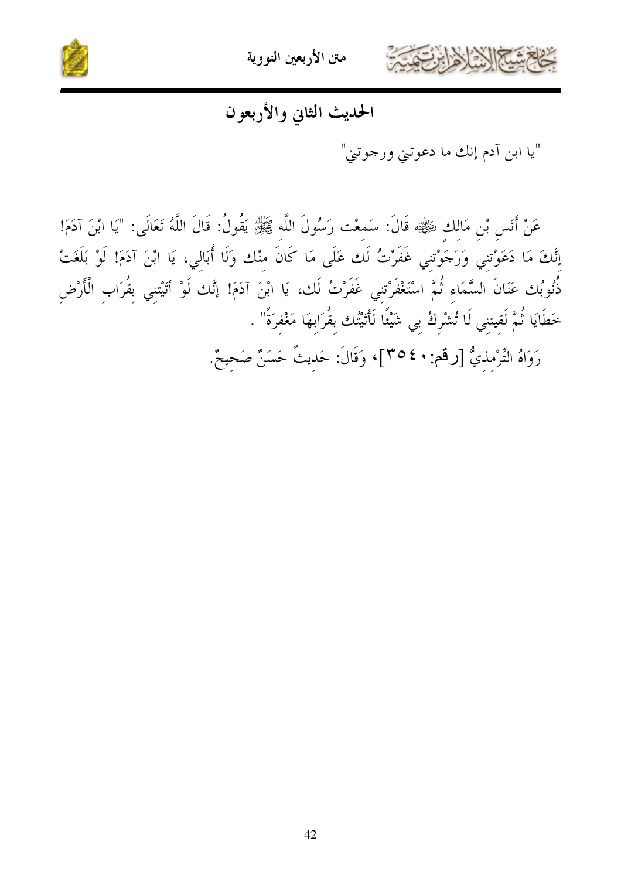## الحديث الثاني والأربعون

"يا ابن آدم إنك ما دعوتني ورجوتني"

عَنْ أَنَسِ بْنِ مَالِك ﷺ قَالَ: سَمِعْت رَسُولَ اللَّه ﷺ يَقُولُ: قَالَ اللَّهُ تَعَالَى: "يَا ابْنَ آدَمَ! إنَّكَ مَا دَعَوْتنِي وَرَجَوْتنِي غَفَرْتُ لَك عَلَى مَا كَانَ مِنْك وَلَا أُبَالِي، يَا ابْنَ آدَمَ! لَوْ بَلَغَتْ ذُنُوبُك عَنَانَ السَّمَاءِ ثُمَّ اسْتَغْفَرْتنِي غَفَرْتُ لَك، يَا ابْنَ آدَمَ! إنَّك لَوْ أَتَيْتنِي بِقُرَابِ الْأَرْضِ خَطَايَا ثُمَّ لَقِيتنِي لَا تُشْرِكُ بِي شَيْئًا لَأَتَيْتُك بِقُرَابِهَا مَغْفِرَةً" .

رَوَاهُ التِّرْمِذِيُّ [رقم:٣٥٤٠]، وَقَالَ: حَدِيثٌ حَسَنٌ صَحِيحٌ.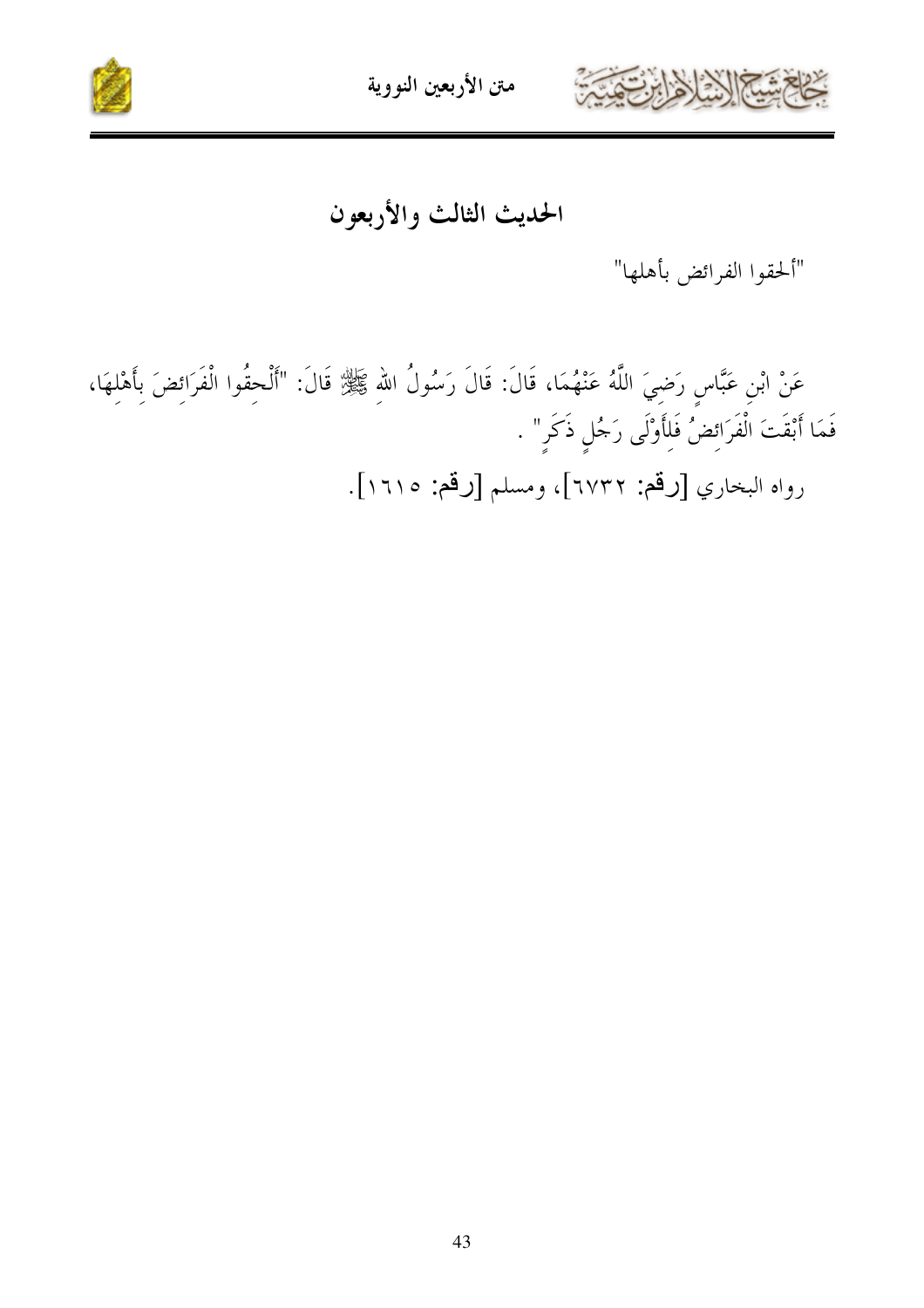## الحديث الثالث والأربعون

"ألحقوا الفرائض بأهلها"

عَنْ ابْنِ عَبَّاسٍ رَضِيَ اللَّهُ عَنْهُمَا، قَالَ: قَالَ رَسُولُ اللهِ ﷺ قَالَ: "أَلْحِقُوا الْفَرَائِضَ بِأَهْلِهَا، فَمَا أَبْقَتَ الْفَرَائِضُ فَلِأَوْلَى رَجُلٍ ذَكَرٍ" .

رواه البخاري [رقم: ٦٧٣٢]، ومسلم [رقم: ١٦١٥].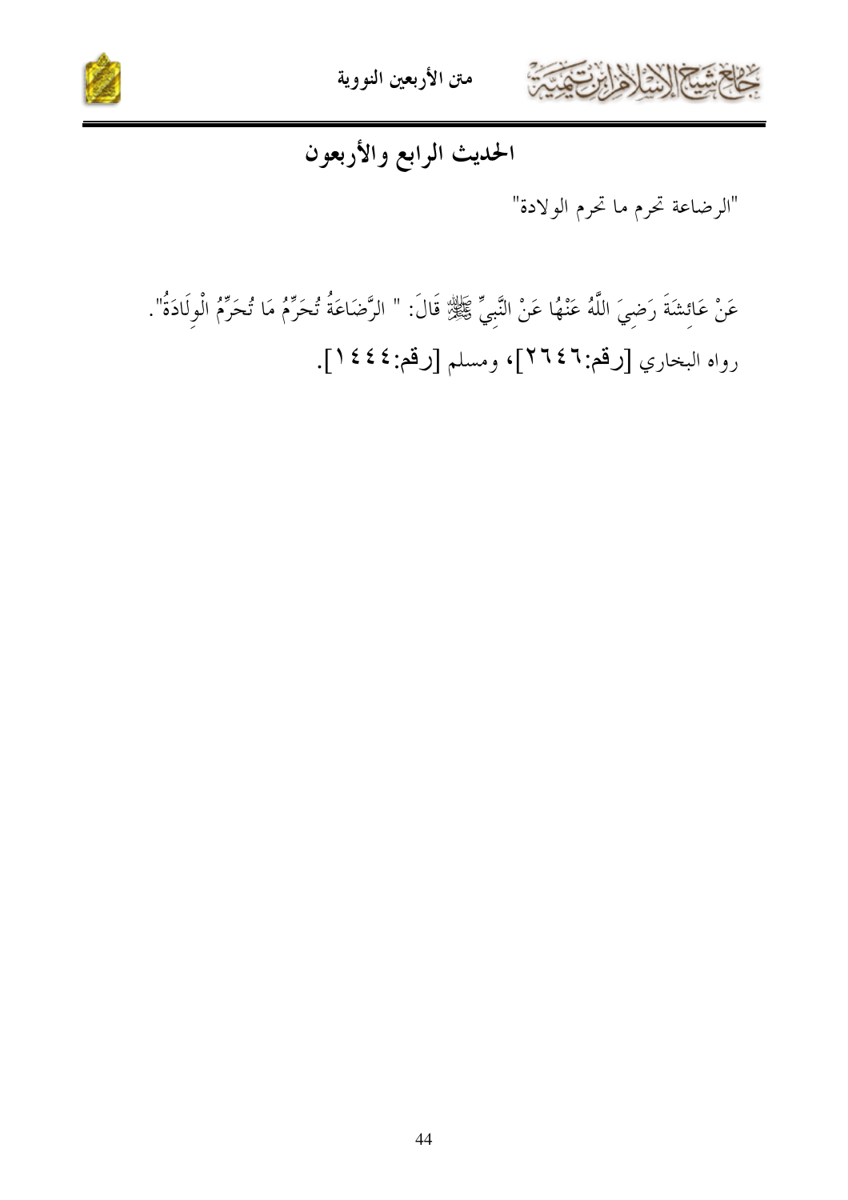# الحديث الرابع والأربعون

"الرضاعة تحرم ما تحرم الولادة"

عَنْ عَائِشَةَ رَضِيَ اللَّهُ عَنْهُا عَنْ النَّبِيِّ ﷺ قَالَ: " الرَّضَاعَةُ تُحَرِّمُ مَا تُحَرِّمُ الْوِلَادَةُ".

رواه البخاري [رقم:٢٦٤٦]، ومسلم [رقم:١٤٤٤].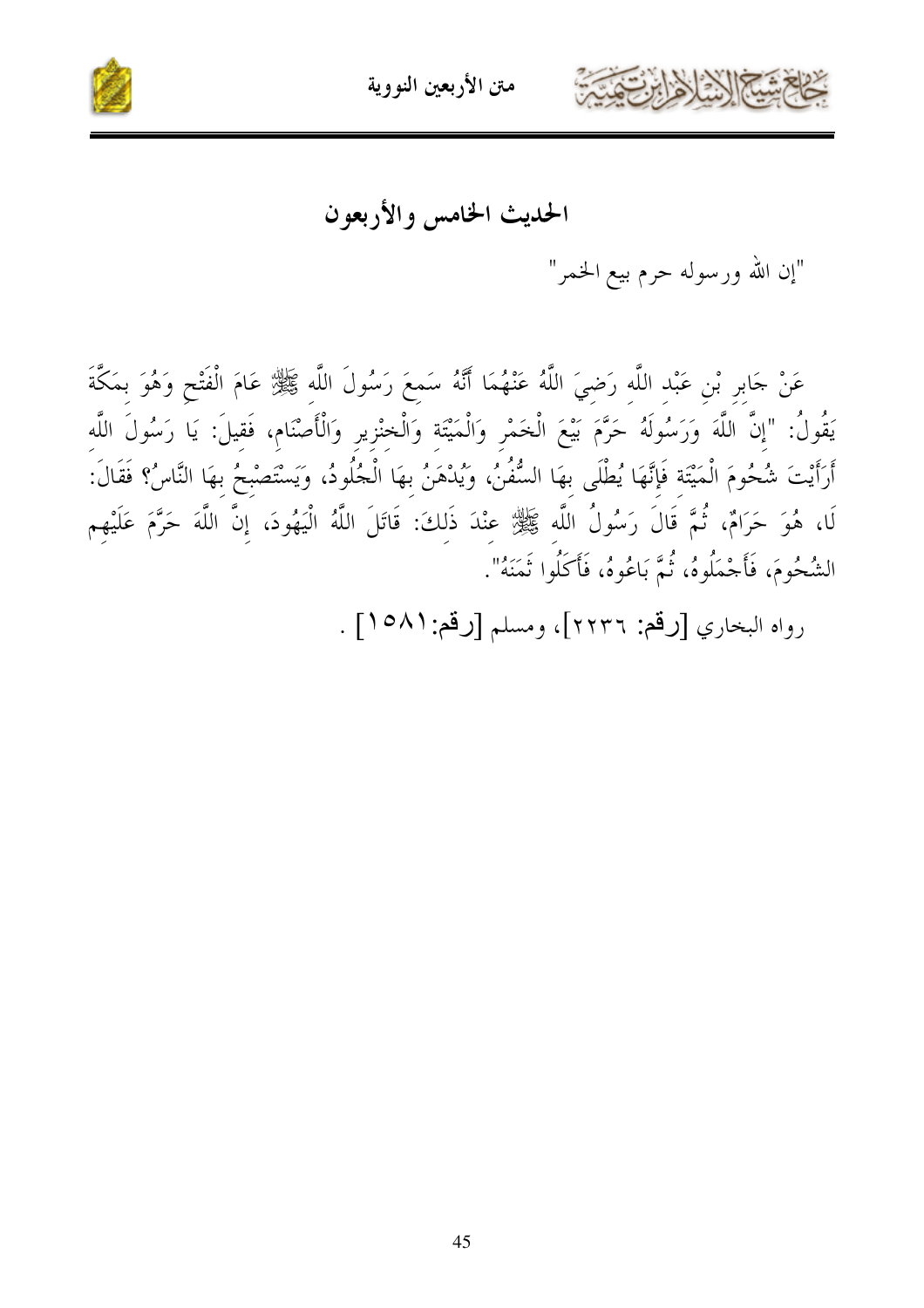## الحديث الخامس والأربعون

"إن الله ورسوله حرم بيع الخمر"

عَنْ جَابِرِ بْنِ عَبْدِ اللَّهِ رَضِيَ اللَّهُ عَنْهُمَا أَنَّهُ سَمِعَ رَسُولَ اللَّهِ ﷺ عَامَ الْفَتْحِ وَهُوَ بِمَكَّةَ يَقُولُ: "إنَّ اللَّهَ وَرَسُولَهُ حَرَّمَ بَيْعَ الْخَمْرِ وَالْمَيْتَةِ وَالْخِنْزِيرِ وَالْأَصْنَامِ، فَقِيلَ: يَا رَسُولَ اللَّهِ أَرَأَيْتَ شُحُومَ الْمَيْتَةِ فَإِنَّهَا يُطْلَى بِهَا السُّفُنُ، وَيُدْهَنُ بِهَا الْجُلُودُ، وَيَسْتَصْبِحُ بِهَا النَّاسُ؟ فَقَالَ: لَا، هُوَ حَرَامٌ، ثُمَّ قَالَ رَسُولُ اللَّهِ ﷺ عِنْدَ ذَلِكَ: قَاتَلَ اللَّهُ الْيَهُودَ، إنَّ اللَّهَ حَرَّمَ عَلَيْهِم الشُّحُومَ، فَأَجْمَلُوهُ، ثُمَّ بَاعُوهُ، فَأَكَلُوا ثَمَنَهُ".

رواه البخاري [رقم: ٢٢٣٦]، ومسلم [رقم:١٥٨١] .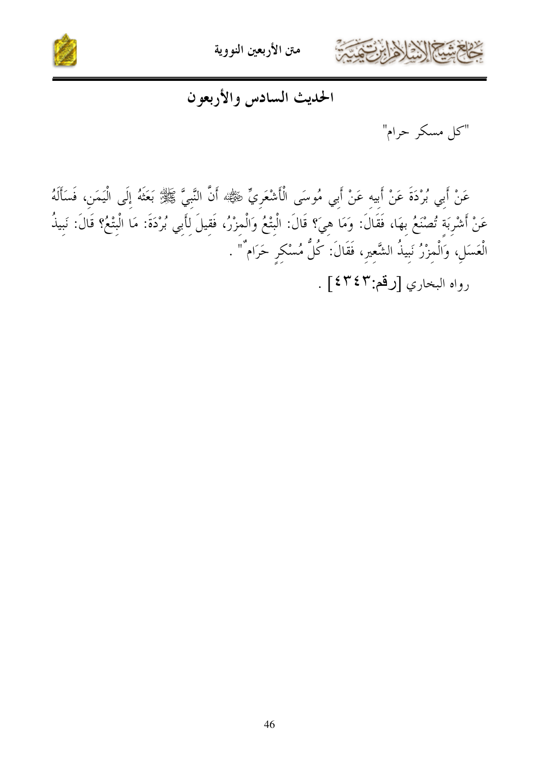## الحديث السادس والأربعون

"كل مسكر حرام"

عَنْ أَبِي بُرْدَةَ عَنْ أَبِيهِ عَنْ أَبِي مُوسَى الْأَشْعَرِيِّ ﷺ أَنَّ النَّبِيَّ ﷺ بَعَثَهُ إِلَى الْيَمَنِ، فَسَأَلَهُ عَنْ أَشْرِبَةٍ تُصْنَعُ بِهَا، فَقَالَ: وَمَا هِيَ؟ قَالَ: الْبِتْعُ وَالْمِزْرُ، فَقِيلَ لِأَبِي بُرْدَةَ: مَا الْبِتْعُ؟ قَالَ: نَبِيذُ الْعَسَلِ، وَالْمِزْرُ نَبِيذُ الشَّعِيرِ، فَقَالَ: كُلُّ مُسْكِرٍ حَرَامٌ" .

رواه البخاري [رقم:٤٣٤٣] .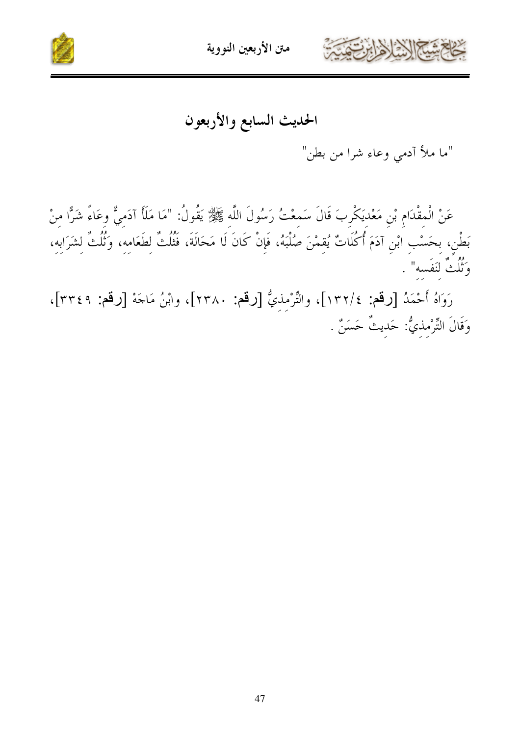## الحديث السابع والأربعون

"ما ملأ آدمي وعاء شرا من بطن"

عَنْ الْمِقْدَامِ بْنِ مَعْدِيكْرِبَ قَالَ سَمِعْتُ رَسُولَ اللَّهِ ﷺ يَقُولُ: "مَا مَلَأَ آدَمِيٌّ وِعَاءً شَرًّا مِنْ بَطْنٍ، بِحَسْبِ ابْنِ آدَمَ أُكُلَاتٌ يُقِمْنَ صُلْبَهُ، فَإِنْ كَانَ لَا مَحَالَةَ، فَثُلُثٌ لِطَعَامِهِ، وَثُلُثٌ لِشَرَابِهِ، وَثُلُثٌ لِنَفَسِهِ" .

رَوَاهُ أَحْمَدُ [رقم: ٤/١٣٢]، والتِّرْمِذِيُّ [رقم: ٢٣٨٠]، وابْنُ مَاجَهْ [رقم: ٣٣٤٩]، وَقَالَ التِّرْمِذِيُّ: حَدِيثٌ حَسَنٌ .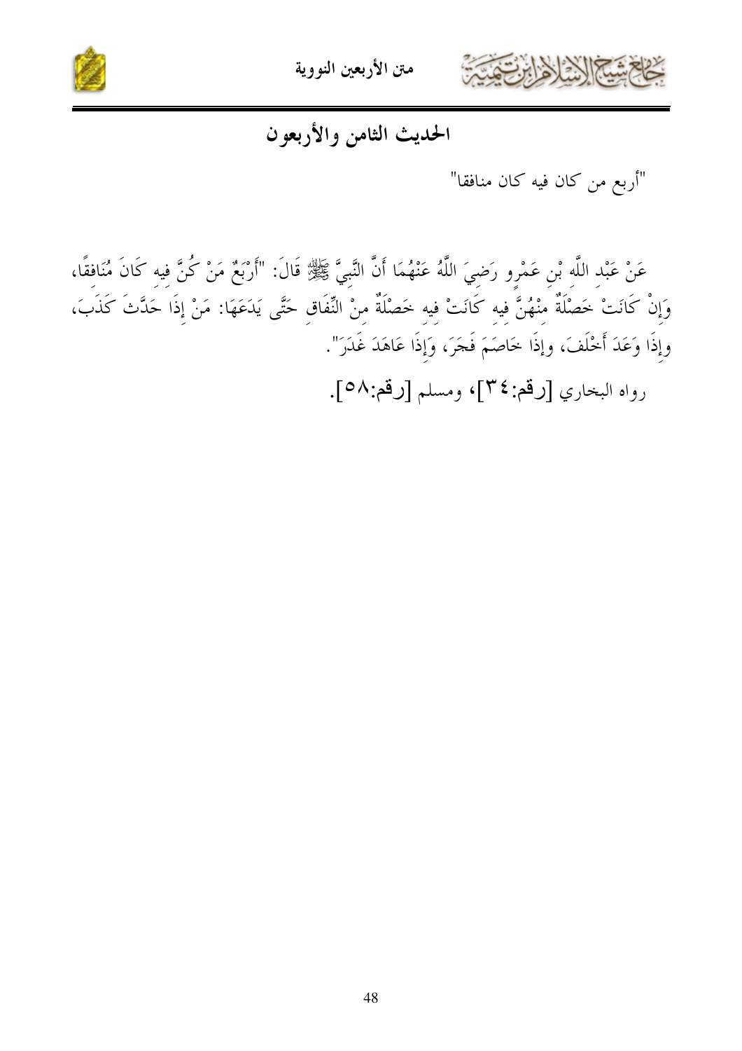## الحديث الثامن والأربعون

"أربع من كان فيه كان منافقا"

عَنْ عَبْدِ اللَّهِ بْنِ عَمْرٍو رَضِيَ اللَّهُ عَنْهُمَا أَنَّ النَّبِيَّ ﷺ قَالَ: "أَرْبَعٌ مَنْ كُنَّ فِيهِ كَانَ مُنَافِقًا، وَإِنْ كَانَتْ خَصْلَةٌ مِنْهُنَّ فِيهِ كَانَتْ فِيهِ خَصْلَةٌ مِنْ النِّفَاقِ حَتَّى يَدَعَهَا: مَنْ إِذَا حَدَّثَ كَذَبَ، وإِذَا وَعَدَ أَخْلَفَ، وإِذَا خَاصَمَ فَجَرَ، وَإِذَا عَاهَدَ غَدَرَ".

رواه البخاري [رقم:٣٤]، ومسلم [رقم:٥٨].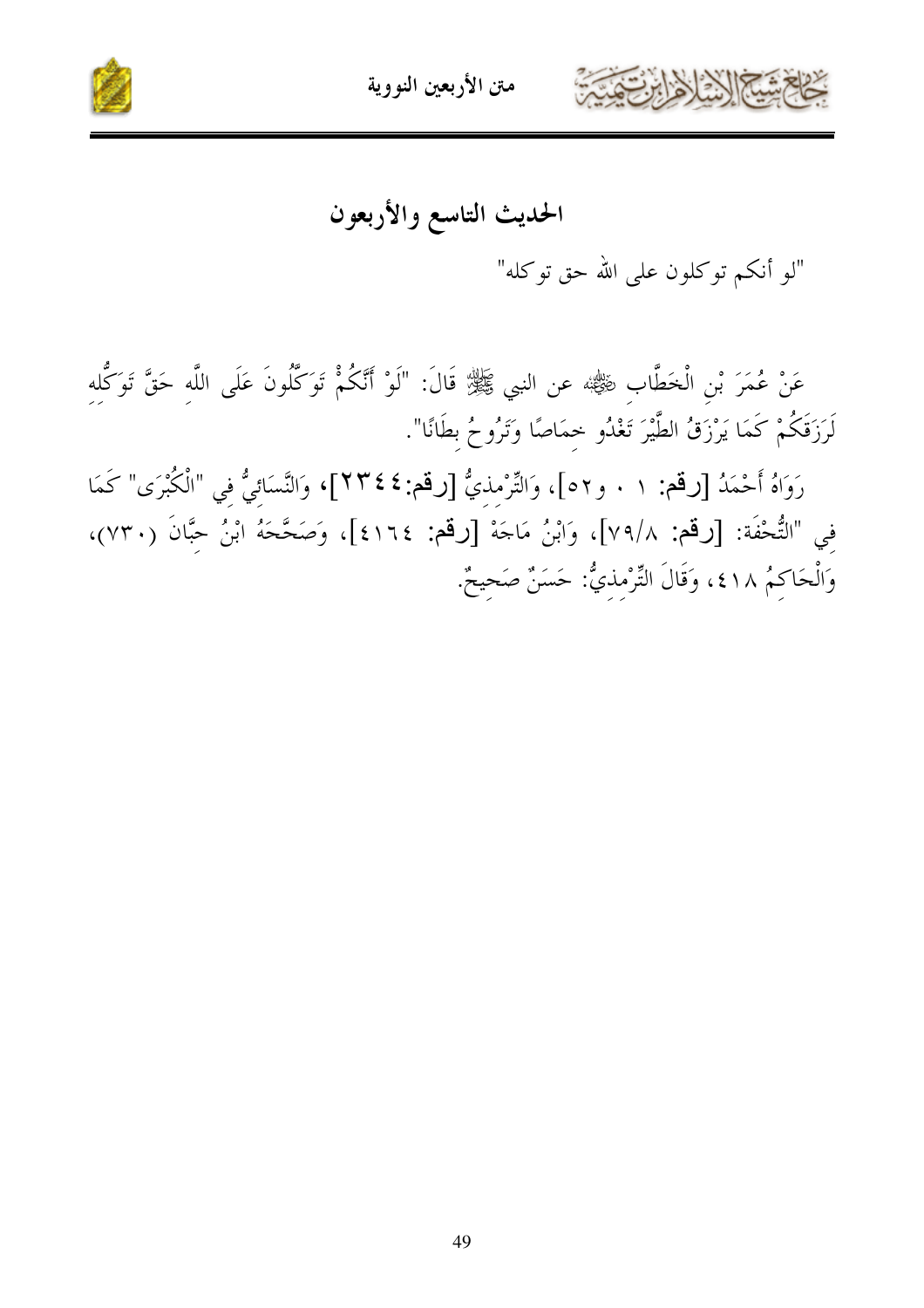## الحديث التاسع والأربعون

"لو أنكم توكلون على الله حق توكله"

عَنْ عُمَرَ بْنِ الْخَطَّابِ ﷺ عن النبي ﷺ قَالَ: "لَوْ أَنَّكُمْ تَوَكَّلُونَ عَلَى اللَّهِ حَقَّ تَوَكُّلِه لَرَزَقَكُمْ كَمَا يَرْزَقُ الطَّيْرَ تَغْدُو خِمَاصًا وَتَرُوحُ بِطَانًا".

رَوَاهُ أَحْمَدُ [رقم: ١٠ و٥٢]، وَالتِّرْمِذِيُّ [رقم:٢٣٤٤]، وَالنَّسَائِيُّ فِي "الْكُبْرَى" كَمَا فِي "التُّحْفَة: [رقم: ٧٩/٨]، وَابْنُ مَاجَهْ [رقم: ٤١٦٤]، وَصَحَّحَهُ ابْنُ حِبَّانَ (٧٣٠)، وَالْحَاكِمُ ٤١٨، وَقَالَ التِّرْمِذِيُّ: حَسَنٌ صَحِيحٌ.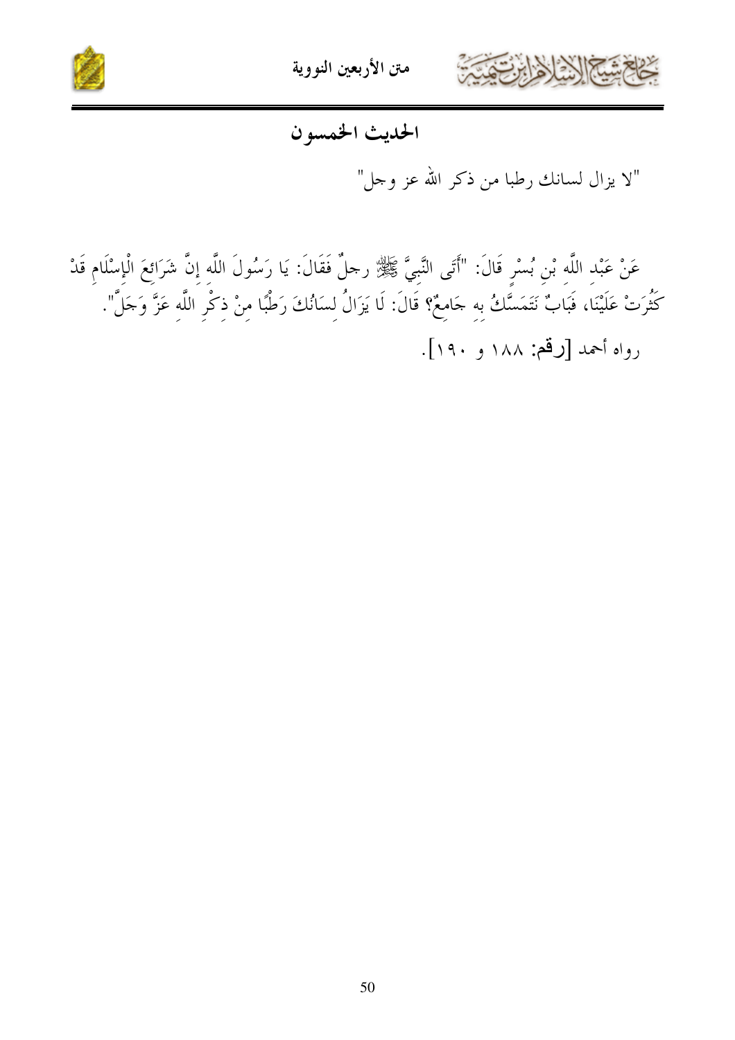# الحديث الخمسون

"لا يزال لسانك رطبا من ذكر الله عز وجل"

عَنْ عَبْدِ اللَّهِ بْنِ بُسْرٍ قَالَ: "أَتَى النَّبِيَّ ﷺ رجلٌ فَقَالَ: يَا رَسُولَ اللَّهِ إِنَّ شَرَائِعَ الْإِسْلَامِ قَدْ كَثُرَتْ عَلَيْنَا، فَبَابٌ نَتَمَسَّكُ بِهِ جَامِعٌ؟ قَالَ: لَا يَزَالُ لِسَانُكَ رَطْبًا مِنْ ذِكْرِ اللَّهِ عَزَّ وَجَلَّ".

رواه أحمد [رقم: ١٨٨ و ١٩٠].